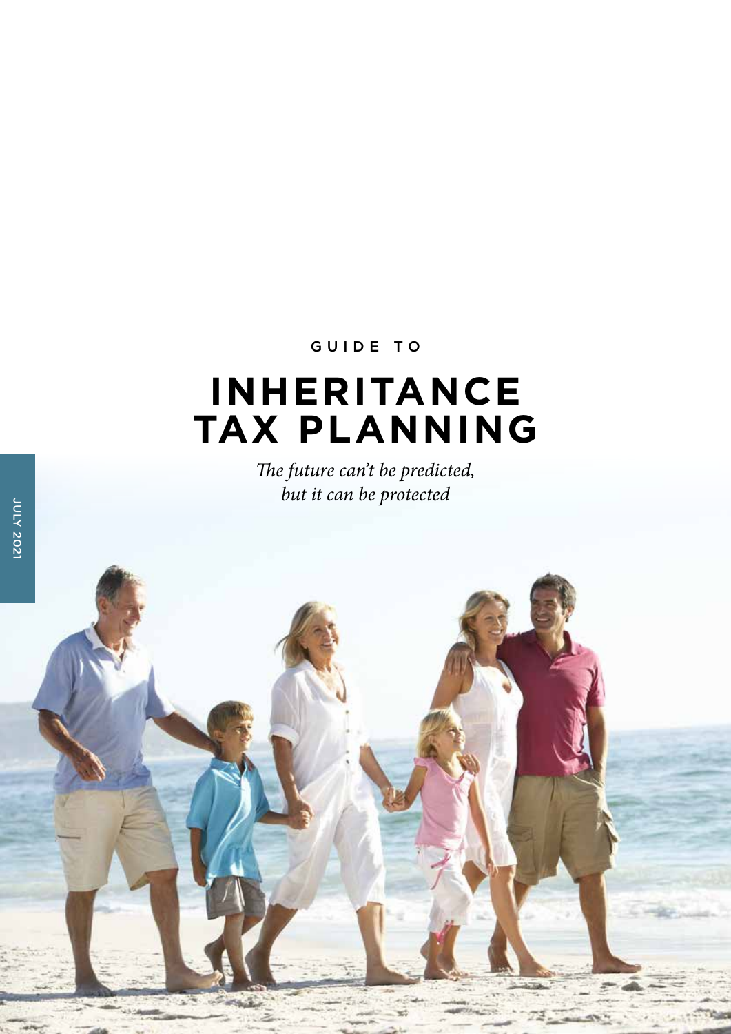GUIDE TO

# INHERITANCE TAX PLANNING

*The future can't be predicted, but it can be protected*

JULY 2021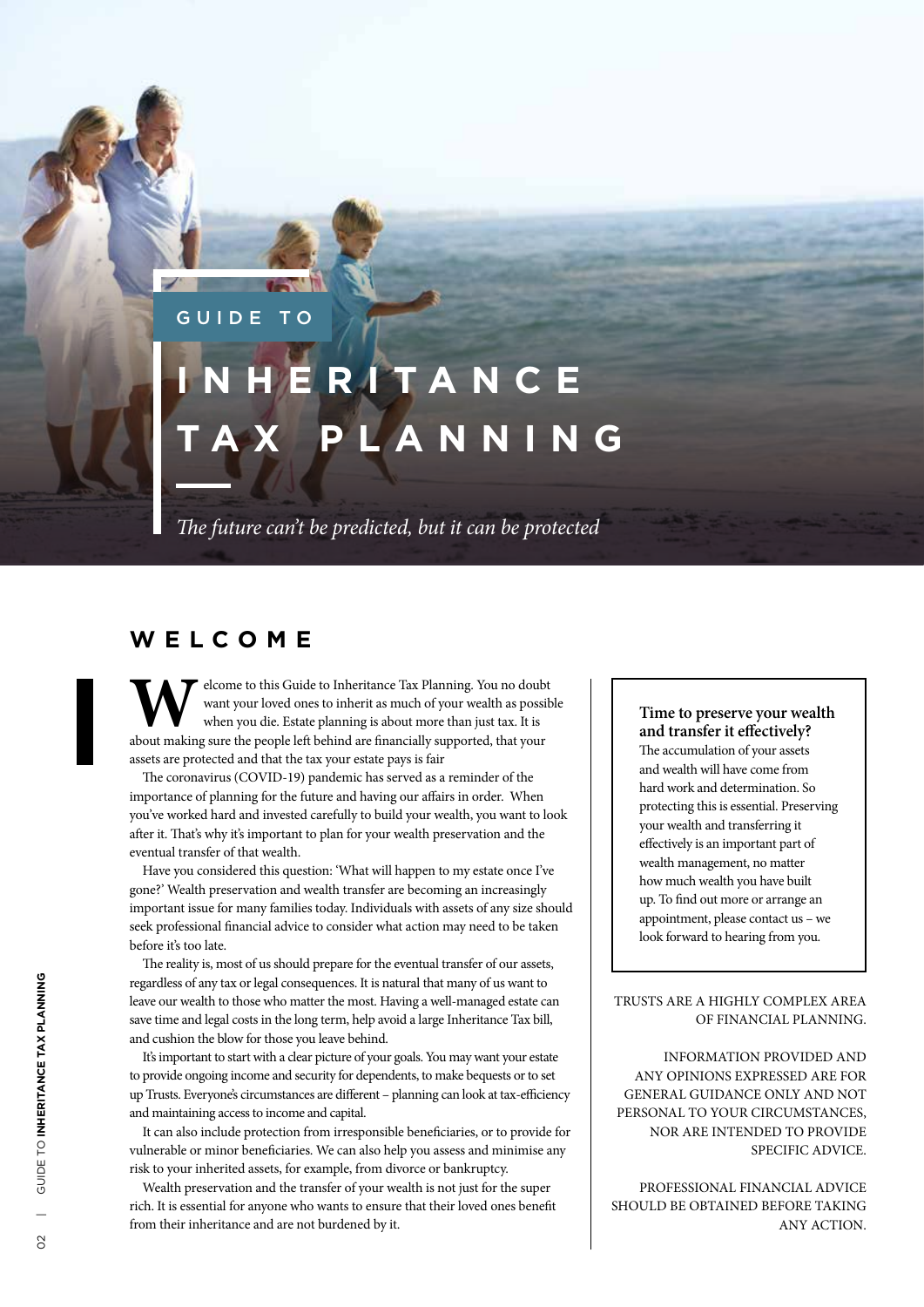GUIDE TO

# INHERITANCE TAX PLANNING

*The future can't be predicted, but it can be protected*

## WELCOME

Welcome to this Guide to Inheritance Tax Planning. You no doubt want your loved ones to inherit as much of your wealth as possible when you die. Estate planning is about more than just tax. It is about making sure the people left behind are financially supported, that your assets are protected and that the tax your estate pays is fair

The coronavirus (COVID-19) pandemic has served as a reminder of the importance of planning for the future and having our affairs in order. When you've worked hard and invested carefully to build your wealth, you want to look after it. That's why it's important to plan for your wealth preservation and the eventual transfer of that wealth.

Have you considered this question: 'What will happen to my estate once I've gone?' Wealth preservation and wealth transfer are becoming an increasingly important issue for many families today. Individuals with assets of any size should seek professional financial advice to consider what action may need to be taken before it's too late.

The reality is, most of us should prepare for the eventual transfer of our assets, regardless of any tax or legal consequences. It is natural that many of us want to leave our wealth to those who matter the most. Having a well-managed estate can save time and legal costs in the long term, help avoid a large Inheritance Tax bill, and cushion the blow for those you leave behind.

It's important to start with a clear picture of your goals. You may want your estate to provide ongoing income and security for dependents, to make bequests or to set up Trusts. Everyone's circumstances are different – planning can look at tax-efficiency and maintaining access to income and capital.

It can also include protection from irresponsible beneficiaries, or to provide for vulnerable or minor beneficiaries. We can also help you assess and minimise any risk to your inherited assets, for example, from divorce or bankruptcy.

Wealth preservation and the transfer of your wealth is not just for the super rich. It is essential for anyone who wants to ensure that their loved ones benefit from their inheritance and are not burdened by it.

**Time to preserve your wealth and transfer it effectively?**

The accumulation of your assets and wealth will have come from hard work and determination. So protecting this is essential. Preserving your wealth and transferring it effectively is an important part of wealth management, no matter how much wealth you have built up. To find out more or arrange an appointment, please contact us – we look forward to hearing from you.

TRUSTS ARE A HIGHLY COMPLEX AREA OF FINANCIAL PLANNING.

INFORMATION PROVIDED AND ANY OPINIONS EXPRESSED ARE FOR GENERAL GUIDANCE ONLY AND NOT PERSONAL TO YOUR CIRCUMSTANCES, NOR ARE INTENDED TO PROVIDE SPECIFIC ADVICE.

PROFESSIONAL FINANCIAL ADVICE SHOULD BE OBTAINED BEFORE TAKING ANY ACTION.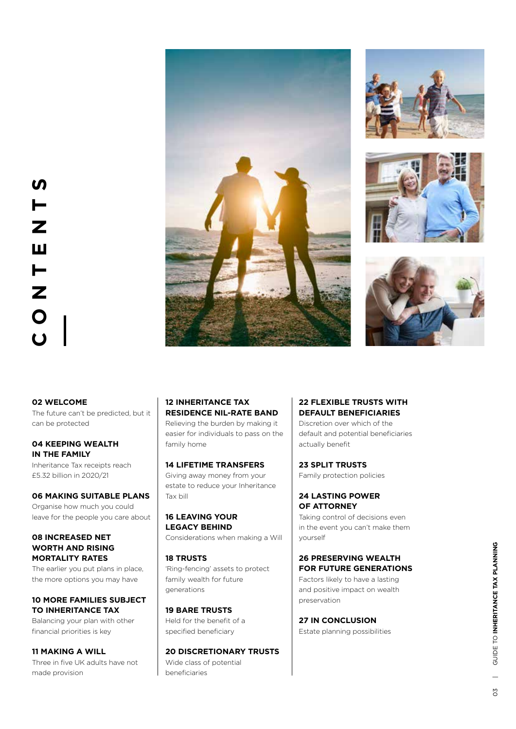# CONTENTS

**02 WELCOME**
The future can't be predicted, but it can be protected

**04 KEEPING WEALTH IN THE FAMILY**
Inheritance Tax receipts reach £5.32 billion in 2020/21

**06 MAKING SUITABLE PLANS**
Organise how much you could leave for the people you care about

**08 INCREASED NET WORTH AND RISING MORTALITY RATES**
The earlier you put plans in place, the more options you may have

**10 MORE FAMILIES SUBJECT TO INHERITANCE TAX**
Balancing your plan with other financial priorities is key

**11 MAKING A WILL**
Three in five UK adults have not made provision

**12 INHERITANCE TAX RESIDENCE NIL-RATE BAND**
Relieving the burden by making it easier for individuals to pass on the family home

**14 LIFETIME TRANSFERS**
Giving away money from your estate to reduce your Inheritance Tax bill

**16 LEAVING YOUR LEGACY BEHIND**
Considerations when making a Will

**18 TRUSTS**
'Ring-fencing' assets to protect family wealth for future generations

**19 BARE TRUSTS**
Held for the benefit of a specified beneficiary

**20 DISCRETIONARY TRUSTS**
Wide class of potential beneficiaries

**22 FLEXIBLE TRUSTS WITH DEFAULT BENEFICIARIES**
Discretion over which of the default and potential beneficiaries actually benefit

**23 SPLIT TRUSTS**
Family protection policies

**24 LASTING POWER OF ATTORNEY**
Taking control of decisions even in the event you can't make them yourself

**26 PRESERVING WEALTH FOR FUTURE GENERATIONS**
Factors likely to have a lasting and positive impact on wealth preservation

**27 IN CONCLUSION**
Estate planning possibilities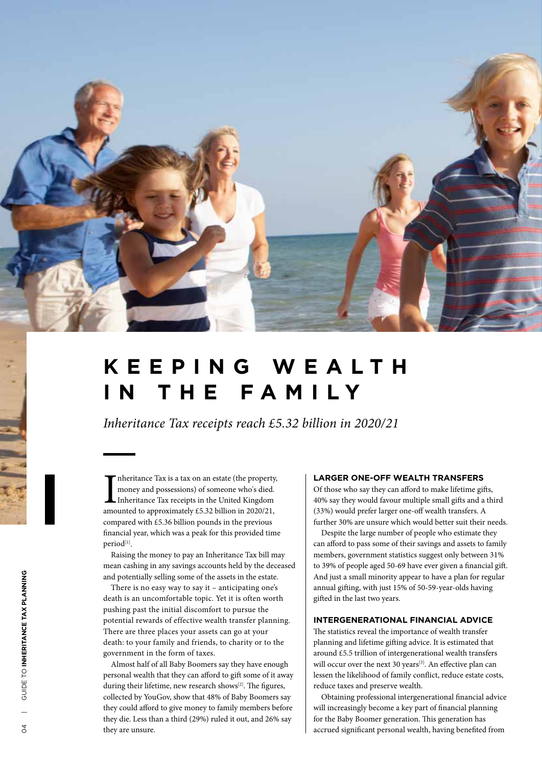# KEEPING WEALTH IN THE FAMILY

*Inheritance Tax receipts reach £5.32 billion in 2020/21*

Inheritance Tax is a tax on an estate (the property, money and possessions) of someone who's died. Inheritance Tax receipts in the United Kingdom amounted to approximately £5.32 billion in 2020/21, compared with £5.36 billion pounds in the previous financial year, which was a peak for this provided time period[1].

Raising the money to pay an Inheritance Tax bill may mean cashing in any savings accounts held by the deceased and potentially selling some of the assets in the estate.

There is no easy way to say it – anticipating one's death is an uncomfortable topic. Yet it is often worth pushing past the initial discomfort to pursue the potential rewards of effective wealth transfer planning. There are three places your assets can go at your death: to your family and friends, to charity or to the government in the form of taxes.

Almost half of all Baby Boomers say they have enough personal wealth that they can afford to gift some of it away during their lifetime, new research shows[2]. The figures, collected by YouGov, show that 48% of Baby Boomers say they could afford to give money to family members before they die. Less than a third (29%) ruled it out, and 26% say they are unsure.

### LARGER ONE-OFF WEALTH TRANSFERS

Of those who say they can afford to make lifetime gifts, 40% say they would favour multiple small gifts and a third (33%) would prefer larger one-off wealth transfers. A further 30% are unsure which would better suit their needs.

Despite the large number of people who estimate they can afford to pass some of their savings and assets to family members, government statistics suggest only between 31% to 39% of people aged 50-69 have ever given a financial gift. And just a small minority appear to have a plan for regular annual gifting, with just 15% of 50-59-year-olds having gifted in the last two years.

### INTERGENERATIONAL FINANCIAL ADVICE

The statistics reveal the importance of wealth transfer planning and lifetime gifting advice. It is estimated that around £5.5 trillion of intergenerational wealth transfers will occur over the next 30 years[3]. An effective plan can lessen the likelihood of family conflict, reduce estate costs, reduce taxes and preserve wealth.

Obtaining professional intergenerational financial advice will increasingly become a key part of financial planning for the Baby Boomer generation. This generation has accrued significant personal wealth, having benefited from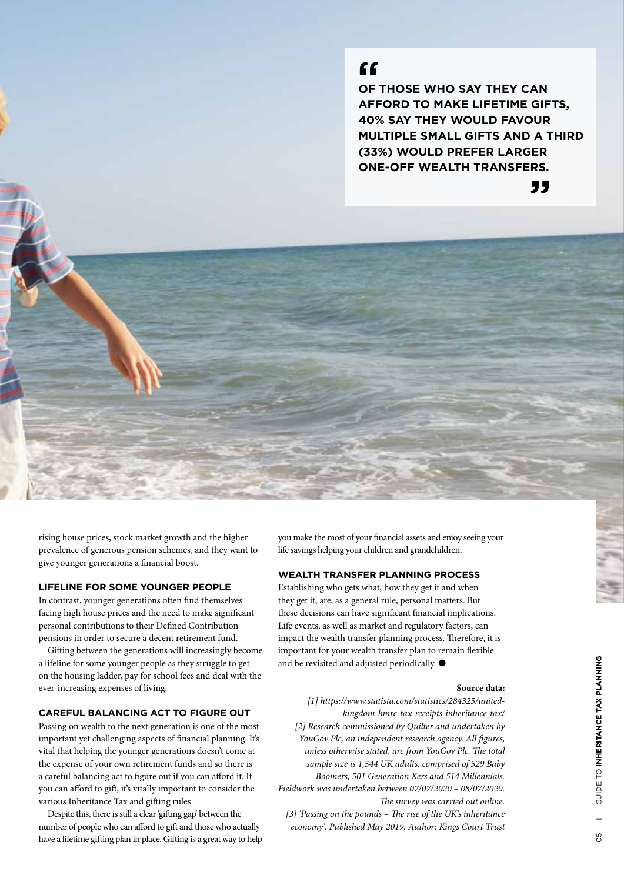> OF THOSE WHO SAY THEY CAN AFFORD TO MAKE LIFETIME GIFTS, 40% SAY THEY WOULD FAVOUR MULTIPLE SMALL GIFTS AND A THIRD (33%) WOULD PREFER LARGER ONE-OFF WEALTH TRANSFERS.

rising house prices, stock market growth and the higher prevalence of generous pension schemes, and they want to give younger generations a financial boost.

### LIFELINE FOR SOME YOUNGER PEOPLE

In contrast, younger generations often find themselves facing high house prices and the need to make significant personal contributions to their Defined Contribution pensions in order to secure a decent retirement fund.

Gifting between the generations will increasingly become a lifeline for some younger people as they struggle to get on the housing ladder, pay for school fees and deal with the ever-increasing expenses of living.

### CAREFUL BALANCING ACT TO FIGURE OUT

Passing on wealth to the next generation is one of the most important yet challenging aspects of financial planning. It's vital that helping the younger generations doesn't come at the expense of your own retirement funds and so there is a careful balancing act to figure out if you can afford it. If you can afford to gift, it's vitally important to consider the various Inheritance Tax and gifting rules.

Despite this, there is still a clear 'gifting gap' between the number of people who can afford to gift and those who actually have a lifetime gifting plan in place. Gifting is a great way to help you make the most of your financial assets and enjoy seeing your life savings helping your children and grandchildren.

### WEALTH TRANSFER PLANNING PROCESS

Establishing who gets what, how they get it and when they get it, are, as a general rule, personal matters. But these decisions can have significant financial implications. Life events, as well as market and regulatory factors, can impact the wealth transfer planning process. Therefore, it is important for your wealth transfer plan to remain flexible and be revisited and adjusted periodically. ●

**Source data:**

*[1] https://www.statista.com/statistics/284325/united-kingdom-hmrc-tax-receipts-inheritance-tax/*

*[2] Research commissioned by Quilter and undertaken by YouGov Plc, an independent research agency. All figures, unless otherwise stated, are from YouGov Plc. The total sample size is 1,544 UK adults, comprised of 529 Baby Boomers, 501 Generation Xers and 514 Millennials. Fieldwork was undertaken between 07/07/2020 – 08/07/2020. The survey was carried out online.*

*[3] 'Passing on the pounds – The rise of the UK's inheritance economy'. Published May 2019. Author: Kings Court Trust*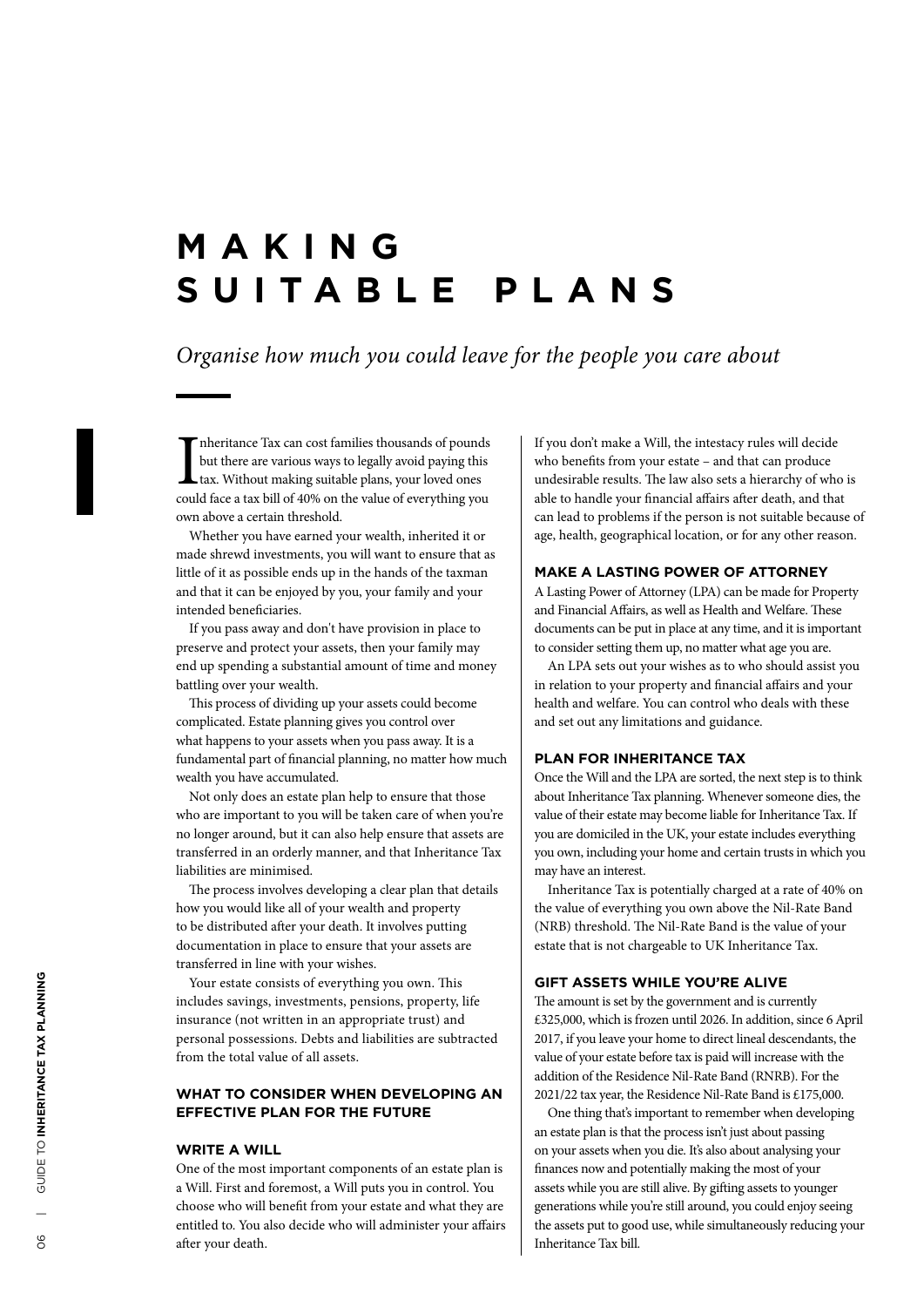# MAKING SUITABLE PLANS

*Organise how much you could leave for the people you care about*

Inheritance Tax can cost families thousands of pounds but there are various ways to legally avoid paying this tax. Without making suitable plans, your loved ones could face a tax bill of 40% on the value of everything you own above a certain threshold.

Whether you have earned your wealth, inherited it or made shrewd investments, you will want to ensure that as little of it as possible ends up in the hands of the taxman and that it can be enjoyed by you, your family and your intended beneficiaries.

If you pass away and don't have provision in place to preserve and protect your assets, then your family may end up spending a substantial amount of time and money battling over your wealth.

This process of dividing up your assets could become complicated. Estate planning gives you control over what happens to your assets when you pass away. It is a fundamental part of financial planning, no matter how much wealth you have accumulated.

Not only does an estate plan help to ensure that those who are important to you will be taken care of when you're no longer around, but it can also help ensure that assets are transferred in an orderly manner, and that Inheritance Tax liabilities are minimised.

The process involves developing a clear plan that details how you would like all of your wealth and property to be distributed after your death. It involves putting documentation in place to ensure that your assets are transferred in line with your wishes.

Your estate consists of everything you own. This includes savings, investments, pensions, property, life insurance (not written in an appropriate trust) and personal possessions. Debts and liabilities are subtracted from the total value of all assets.

## WHAT TO CONSIDER WHEN DEVELOPING AN EFFECTIVE PLAN FOR THE FUTURE

### WRITE A WILL

One of the most important components of an estate plan is a Will. First and foremost, a Will puts you in control. You choose who will benefit from your estate and what they are entitled to. You also decide who will administer your affairs after your death.

If you don't make a Will, the intestacy rules will decide who benefits from your estate – and that can produce undesirable results. The law also sets a hierarchy of who is able to handle your financial affairs after death, and that can lead to problems if the person is not suitable because of age, health, geographical location, or for any other reason.

### MAKE A LASTING POWER OF ATTORNEY

A Lasting Power of Attorney (LPA) can be made for Property and Financial Affairs, as well as Health and Welfare. These documents can be put in place at any time, and it is important to consider setting them up, no matter what age you are.

An LPA sets out your wishes as to who should assist you in relation to your property and financial affairs and your health and welfare. You can control who deals with these and set out any limitations and guidance.

### PLAN FOR INHERITANCE TAX

Once the Will and the LPA are sorted, the next step is to think about Inheritance Tax planning. Whenever someone dies, the value of their estate may become liable for Inheritance Tax. If you are domiciled in the UK, your estate includes everything you own, including your home and certain trusts in which you may have an interest.

Inheritance Tax is potentially charged at a rate of 40% on the value of everything you own above the Nil-Rate Band (NRB) threshold. The Nil-Rate Band is the value of your estate that is not chargeable to UK Inheritance Tax.

### GIFT ASSETS WHILE YOU'RE ALIVE

The amount is set by the government and is currently £325,000, which is frozen until 2026. In addition, since 6 April 2017, if you leave your home to direct lineal descendants, the value of your estate before tax is paid will increase with the addition of the Residence Nil-Rate Band (RNRB). For the 2021/22 tax year, the Residence Nil-Rate Band is £175,000.

One thing that's important to remember when developing an estate plan is that the process isn't just about passing on your assets when you die. It's also about analysing your finances now and potentially making the most of your assets while you are still alive. By gifting assets to younger generations while you're still around, you could enjoy seeing the assets put to good use, while simultaneously reducing your Inheritance Tax bill.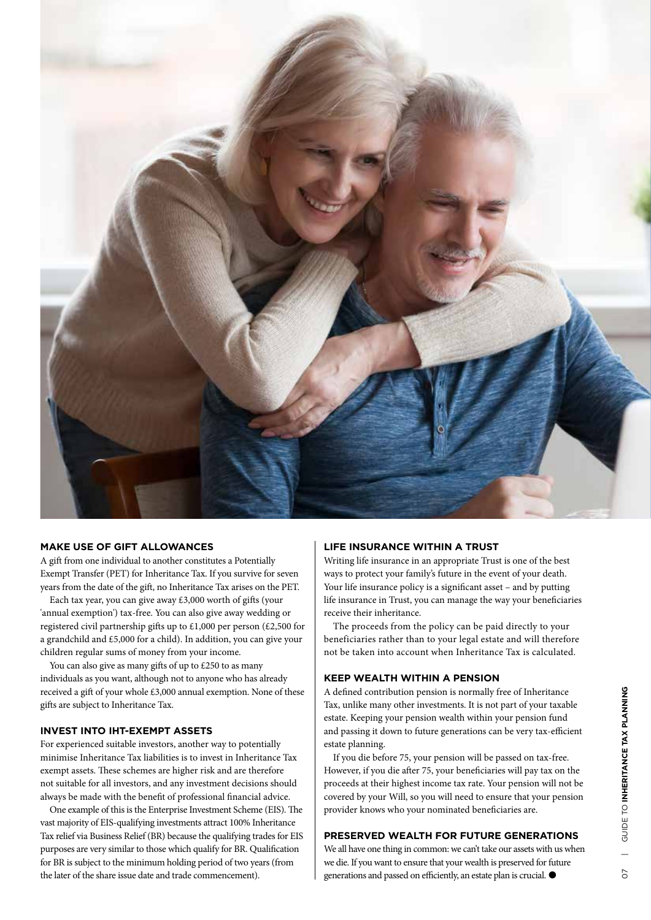## MAKE USE OF GIFT ALLOWANCES

A gift from one individual to another constitutes a Potentially Exempt Transfer (PET) for Inheritance Tax. If you survive for seven years from the date of the gift, no Inheritance Tax arises on the PET.

Each tax year, you can give away £3,000 worth of gifts (your 'annual exemption') tax-free. You can also give away wedding or registered civil partnership gifts up to £1,000 per person (£2,500 for a grandchild and £5,000 for a child). In addition, you can give your children regular sums of money from your income.

You can also give as many gifts of up to £250 to as many individuals as you want, although not to anyone who has already received a gift of your whole £3,000 annual exemption. None of these gifts are subject to Inheritance Tax.

## INVEST INTO IHT-EXEMPT ASSETS

For experienced suitable investors, another way to potentially minimise Inheritance Tax liabilities is to invest in Inheritance Tax exempt assets. These schemes are higher risk and are therefore not suitable for all investors, and any investment decisions should always be made with the benefit of professional financial advice.

One example of this is the Enterprise Investment Scheme (EIS). The vast majority of EIS-qualifying investments attract 100% Inheritance Tax relief via Business Relief (BR) because the qualifying trades for EIS purposes are very similar to those which qualify for BR. Qualification for BR is subject to the minimum holding period of two years (from the later of the share issue date and trade commencement).

## LIFE INSURANCE WITHIN A TRUST

Writing life insurance in an appropriate Trust is one of the best ways to protect your family's future in the event of your death. Your life insurance policy is a significant asset – and by putting life insurance in Trust, you can manage the way your beneficiaries receive their inheritance.

The proceeds from the policy can be paid directly to your beneficiaries rather than to your legal estate and will therefore not be taken into account when Inheritance Tax is calculated.

## KEEP WEALTH WITHIN A PENSION

A defined contribution pension is normally free of Inheritance Tax, unlike many other investments. It is not part of your taxable estate. Keeping your pension wealth within your pension fund and passing it down to future generations can be very tax-efficient estate planning.

If you die before 75, your pension will be passed on tax-free. However, if you die after 75, your beneficiaries will pay tax on the proceeds at their highest income tax rate. Your pension will not be covered by your Will, so you will need to ensure that your pension provider knows who your nominated beneficiaries are.

## PRESERVED WEALTH FOR FUTURE GENERATIONS

We all have one thing in common: we can't take our assets with us when we die. If you want to ensure that your wealth is preserved for future generations and passed on efficiently, an estate plan is crucial. ●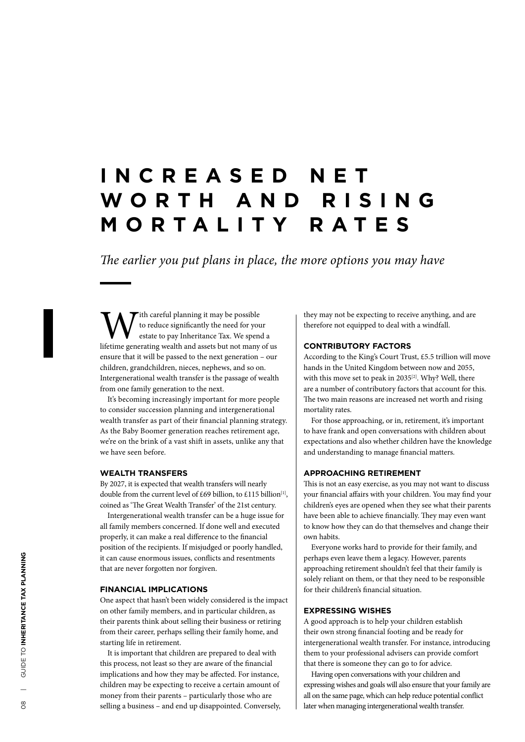# INCREASED NET WORTH AND RISING MORTALITY RATES

*The earlier you put plans in place, the more options you may have*

With careful planning it may be possible to reduce significantly the need for your estate to pay Inheritance Tax. We spend a lifetime generating wealth and assets but not many of us ensure that it will be passed to the next generation – our children, grandchildren, nieces, nephews, and so on. Intergenerational wealth transfer is the passage of wealth from one family generation to the next.

It's becoming increasingly important for more people to consider succession planning and intergenerational wealth transfer as part of their financial planning strategy. As the Baby Boomer generation reaches retirement age, we're on the brink of a vast shift in assets, unlike any that we have seen before.

## WEALTH TRANSFERS

By 2027, it is expected that wealth transfers will nearly double from the current level of £69 billion, to £115 billion[1], coined as 'The Great Wealth Transfer' of the 21st century.

Intergenerational wealth transfer can be a huge issue for all family members concerned. If done well and executed properly, it can make a real difference to the financial position of the recipients. If misjudged or poorly handled, it can cause enormous issues, conflicts and resentments that are never forgotten nor forgiven.

## FINANCIAL IMPLICATIONS

One aspect that hasn't been widely considered is the impact on other family members, and in particular children, as their parents think about selling their business or retiring from their career, perhaps selling their family home, and starting life in retirement.

It is important that children are prepared to deal with this process, not least so they are aware of the financial implications and how they may be affected. For instance, children may be expecting to receive a certain amount of money from their parents – particularly those who are selling a business – and end up disappointed. Conversely, they may not be expecting to receive anything, and are therefore not equipped to deal with a windfall.

## CONTRIBUTORY FACTORS

According to the King's Court Trust, £5.5 trillion will move hands in the United Kingdom between now and 2055, with this move set to peak in 2035[2]. Why? Well, there are a number of contributory factors that account for this. The two main reasons are increased net worth and rising mortality rates.

For those approaching, or in, retirement, it's important to have frank and open conversations with children about expectations and also whether children have the knowledge and understanding to manage financial matters.

## APPROACHING RETIREMENT

This is not an easy exercise, as you may not want to discuss your financial affairs with your children. You may find your children's eyes are opened when they see what their parents have been able to achieve financially. They may even want to know how they can do that themselves and change their own habits.

Everyone works hard to provide for their family, and perhaps even leave them a legacy. However, parents approaching retirement shouldn't feel that their family is solely reliant on them, or that they need to be responsible for their children's financial situation.

## EXPRESSING WISHES

A good approach is to help your children establish their own strong financial footing and be ready for intergenerational wealth transfer. For instance, introducing them to your professional advisers can provide comfort that there is someone they can go to for advice.

Having open conversations with your children and expressing wishes and goals will also ensure that your family are all on the same page, which can help reduce potential conflict later when managing intergenerational wealth transfer.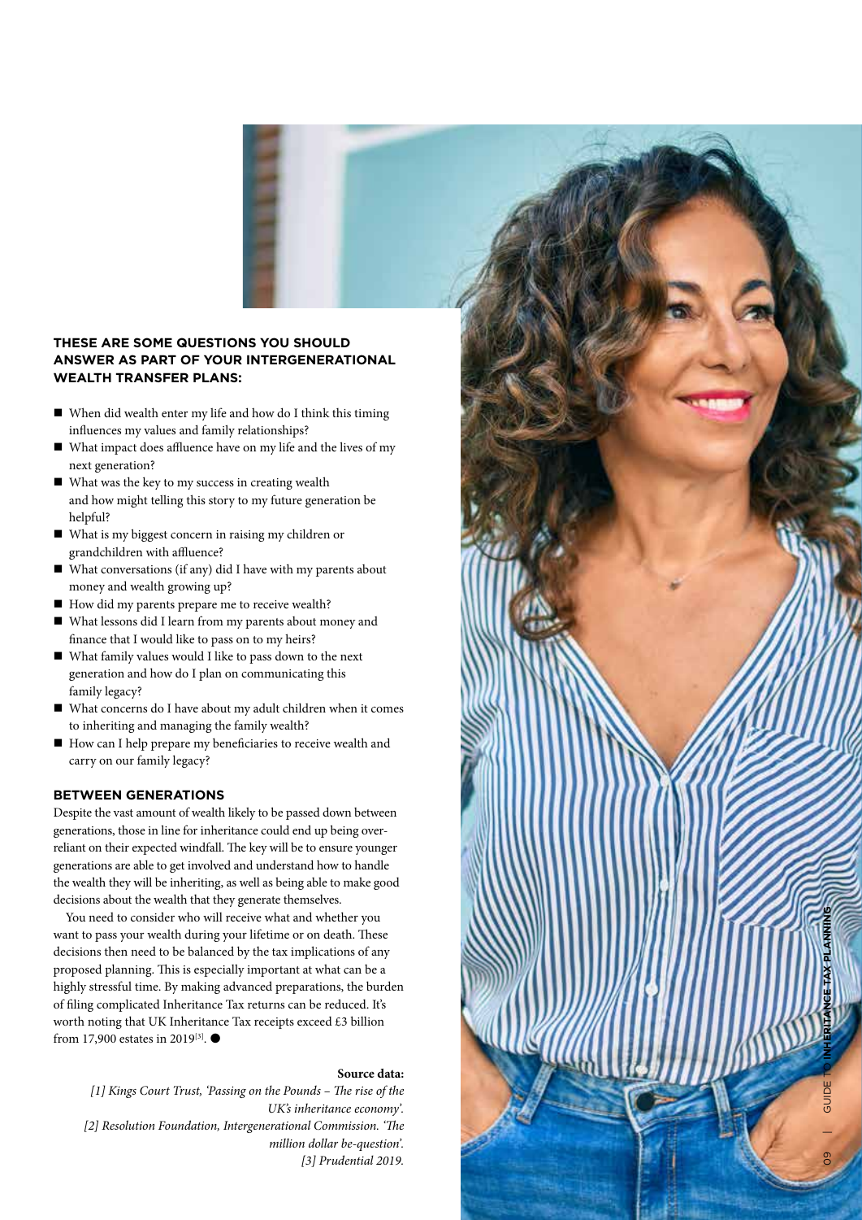## THESE ARE SOME QUESTIONS YOU SHOULD ANSWER AS PART OF YOUR INTERGENERATIONAL WEALTH TRANSFER PLANS:

- When did wealth enter my life and how do I think this timing influences my values and family relationships?
- What impact does affluence have on my life and the lives of my next generation?
- What was the key to my success in creating wealth and how might telling this story to my future generation be helpful?
- What is my biggest concern in raising my children or grandchildren with affluence?
- What conversations (if any) did I have with my parents about money and wealth growing up?
- How did my parents prepare me to receive wealth?
- What lessons did I learn from my parents about money and finance that I would like to pass on to my heirs?
- What family values would I like to pass down to the next generation and how do I plan on communicating this family legacy?
- What concerns do I have about my adult children when it comes to inheriting and managing the family wealth?
- How can I help prepare my beneficiaries to receive wealth and carry on our family legacy?

## BETWEEN GENERATIONS

Despite the vast amount of wealth likely to be passed down between generations, those in line for inheritance could end up being over-reliant on their expected windfall. The key will be to ensure younger generations are able to get involved and understand how to handle the wealth they will be inheriting, as well as being able to make good decisions about the wealth that they generate themselves.

You need to consider who will receive what and whether you want to pass your wealth during your lifetime or on death. These decisions then need to be balanced by the tax implications of any proposed planning. This is especially important at what can be a highly stressful time. By making advanced preparations, the burden of filing complicated Inheritance Tax returns can be reduced. It's worth noting that UK Inheritance Tax receipts exceed £3 billion from 17,900 estates in 2019[3]. ●

**Source data:**

*[1] Kings Court Trust, 'Passing on the Pounds – The rise of the UK's inheritance economy'.*

*[2] Resolution Foundation, Intergenerational Commission. 'The million dollar be-question'.*

*[3] Prudential 2019.*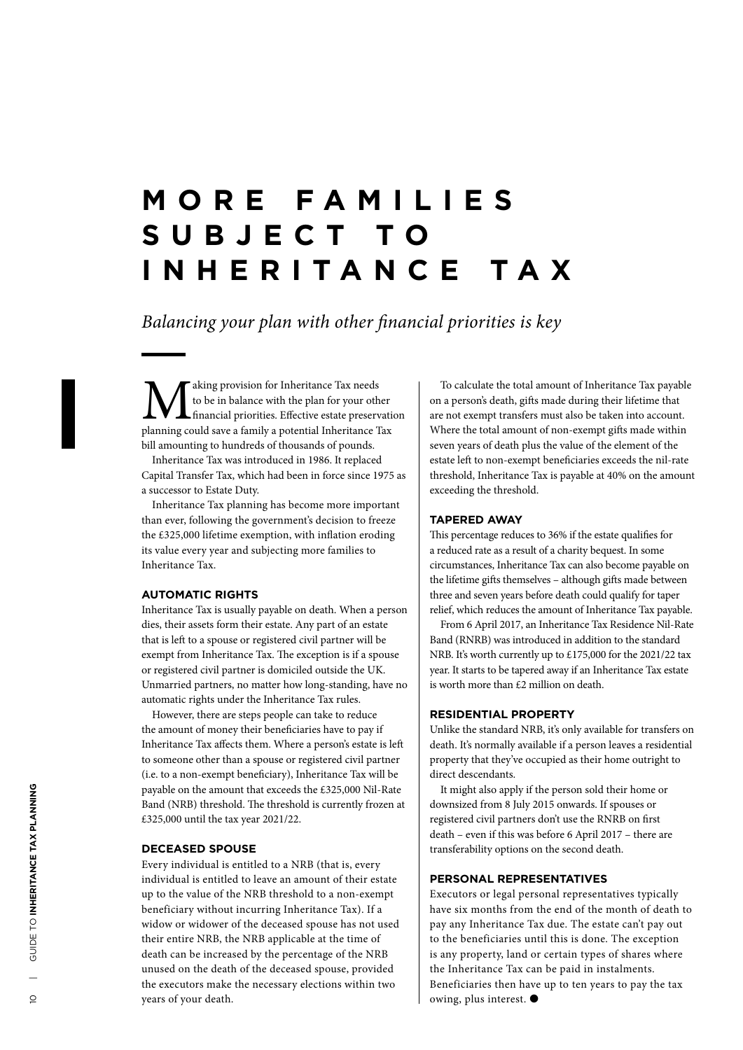# MORE FAMILIES SUBJECT TO INHERITANCE TAX

*Balancing your plan with other financial priorities is key*

Making provision for Inheritance Tax needs to be in balance with the plan for your other financial priorities. Effective estate preservation planning could save a family a potential Inheritance Tax bill amounting to hundreds of thousands of pounds.

Inheritance Tax was introduced in 1986. It replaced Capital Transfer Tax, which had been in force since 1975 as a successor to Estate Duty.

Inheritance Tax planning has become more important than ever, following the government's decision to freeze the £325,000 lifetime exemption, with inflation eroding its value every year and subjecting more families to Inheritance Tax.

## AUTOMATIC RIGHTS

Inheritance Tax is usually payable on death. When a person dies, their assets form their estate. Any part of an estate that is left to a spouse or registered civil partner will be exempt from Inheritance Tax. The exception is if a spouse or registered civil partner is domiciled outside the UK. Unmarried partners, no matter how long-standing, have no automatic rights under the Inheritance Tax rules.

However, there are steps people can take to reduce the amount of money their beneficiaries have to pay if Inheritance Tax affects them. Where a person's estate is left to someone other than a spouse or registered civil partner (i.e. to a non-exempt beneficiary), Inheritance Tax will be payable on the amount that exceeds the £325,000 Nil-Rate Band (NRB) threshold. The threshold is currently frozen at £325,000 until the tax year 2021/22.

## DECEASED SPOUSE

Every individual is entitled to a NRB (that is, every individual is entitled to leave an amount of their estate up to the value of the NRB threshold to a non-exempt beneficiary without incurring Inheritance Tax). If a widow or widower of the deceased spouse has not used their entire NRB, the NRB applicable at the time of death can be increased by the percentage of the NRB unused on the death of the deceased spouse, provided the executors make the necessary elections within two years of your death.

To calculate the total amount of Inheritance Tax payable on a person's death, gifts made during their lifetime that are not exempt transfers must also be taken into account. Where the total amount of non-exempt gifts made within seven years of death plus the value of the element of the estate left to non-exempt beneficiaries exceeds the nil-rate threshold, Inheritance Tax is payable at 40% on the amount exceeding the threshold.

## TAPERED AWAY

This percentage reduces to 36% if the estate qualifies for a reduced rate as a result of a charity bequest. In some circumstances, Inheritance Tax can also become payable on the lifetime gifts themselves – although gifts made between three and seven years before death could qualify for taper relief, which reduces the amount of Inheritance Tax payable.

From 6 April 2017, an Inheritance Tax Residence Nil-Rate Band (RNRB) was introduced in addition to the standard NRB. It's worth currently up to £175,000 for the 2021/22 tax year. It starts to be tapered away if an Inheritance Tax estate is worth more than £2 million on death.

## RESIDENTIAL PROPERTY

Unlike the standard NRB, it's only available for transfers on death. It's normally available if a person leaves a residential property that they've occupied as their home outright to direct descendants.

It might also apply if the person sold their home or downsized from 8 July 2015 onwards. If spouses or registered civil partners don't use the RNRB on first death – even if this was before 6 April 2017 – there are transferability options on the second death.

## PERSONAL REPRESENTATIVES

Executors or legal personal representatives typically have six months from the end of the month of death to pay any Inheritance Tax due. The estate can't pay out to the beneficiaries until this is done. The exception is any property, land or certain types of shares where the Inheritance Tax can be paid in instalments. Beneficiaries then have up to ten years to pay the tax owing, plus interest. ●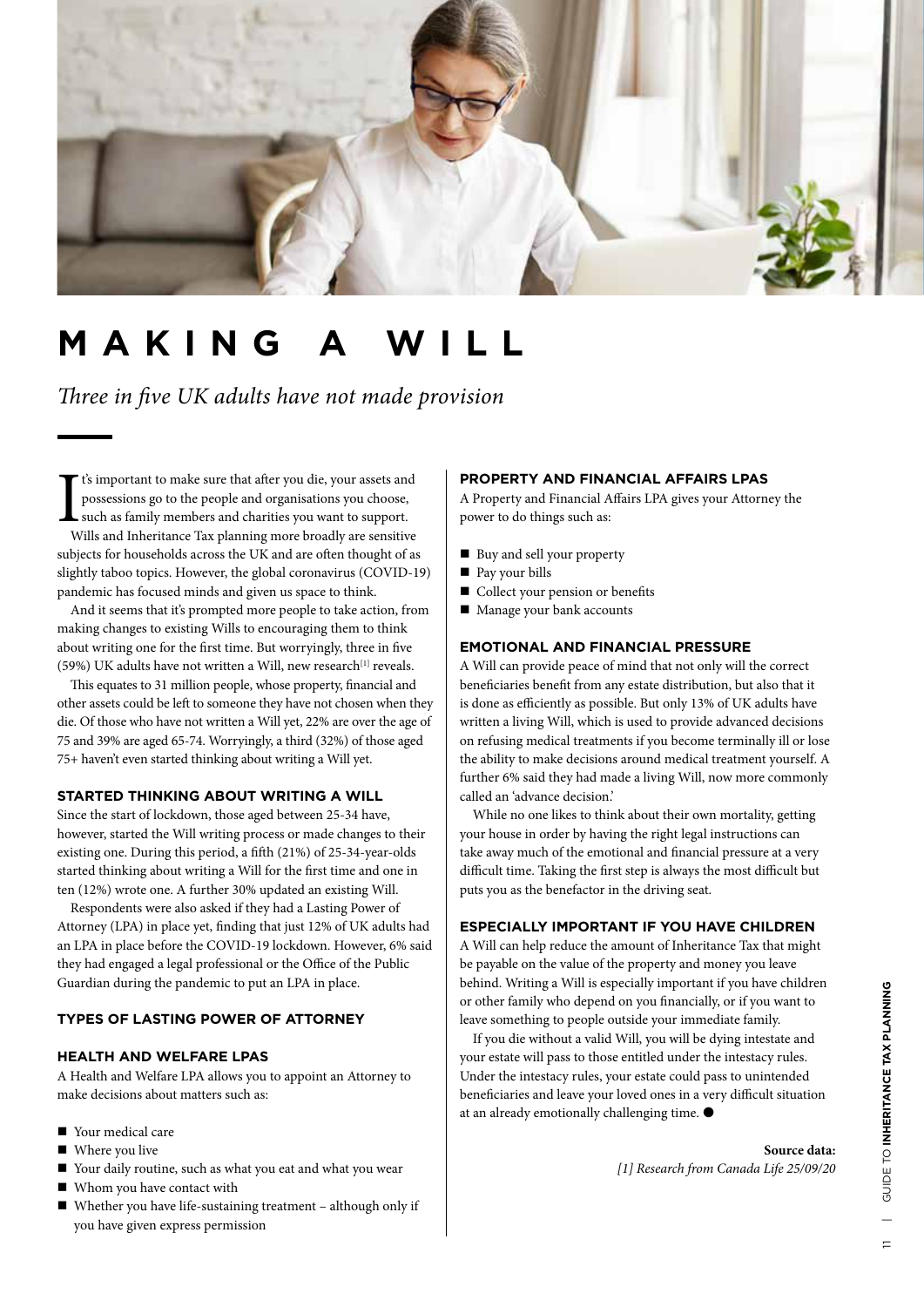# MAKING A WILL

*Three in five UK adults have not made provision*

It's important to make sure that after you die, your assets and possessions go to the people and organisations you choose, such as family members and charities you want to support. Wills and Inheritance Tax planning more broadly are sensitive subjects for households across the UK and are often thought of as slightly taboo topics. However, the global coronavirus (COVID-19) pandemic has focused minds and given us space to think.

And it seems that it's prompted more people to take action, from making changes to existing Wills to encouraging them to think about writing one for the first time. But worryingly, three in five (59%) UK adults have not written a Will, new research[1] reveals.

This equates to 31 million people, whose property, financial and other assets could be left to someone they have not chosen when they die. Of those who have not written a Will yet, 22% are over the age of 75 and 39% are aged 65-74. Worryingly, a third (32%) of those aged 75+ haven't even started thinking about writing a Will yet.

### STARTED THINKING ABOUT WRITING A WILL

Since the start of lockdown, those aged between 25-34 have, however, started the Will writing process or made changes to their existing one. During this period, a fifth (21%) of 25-34-year-olds started thinking about writing a Will for the first time and one in ten (12%) wrote one. A further 30% updated an existing Will.

Respondents were also asked if they had a Lasting Power of Attorney (LPA) in place yet, finding that just 12% of UK adults had an LPA in place before the COVID-19 lockdown. However, 6% said they had engaged a legal professional or the Office of the Public Guardian during the pandemic to put an LPA in place.

### TYPES OF LASTING POWER OF ATTORNEY

### HEALTH AND WELFARE LPAS

A Health and Welfare LPA allows you to appoint an Attorney to make decisions about matters such as:

- Your medical care
- Where you live
- Your daily routine, such as what you eat and what you wear
- Whom you have contact with
- Whether you have life-sustaining treatment – although only if you have given express permission

### PROPERTY AND FINANCIAL AFFAIRS LPAS

A Property and Financial Affairs LPA gives your Attorney the power to do things such as:

- Buy and sell your property
- Pay your bills
- Collect your pension or benefits
- Manage your bank accounts

### EMOTIONAL AND FINANCIAL PRESSURE

A Will can provide peace of mind that not only will the correct beneficiaries benefit from any estate distribution, but also that it is done as efficiently as possible. But only 13% of UK adults have written a living Will, which is used to provide advanced decisions on refusing medical treatments if you become terminally ill or lose the ability to make decisions around medical treatment yourself. A further 6% said they had made a living Will, now more commonly called an 'advance decision.'

While no one likes to think about their own mortality, getting your house in order by having the right legal instructions can take away much of the emotional and financial pressure at a very difficult time. Taking the first step is always the most difficult but puts you as the benefactor in the driving seat.

### ESPECIALLY IMPORTANT IF YOU HAVE CHILDREN

A Will can help reduce the amount of Inheritance Tax that might be payable on the value of the property and money you leave behind. Writing a Will is especially important if you have children or other family who depend on you financially, or if you want to leave something to people outside your immediate family.

If you die without a valid Will, you will be dying intestate and your estate will pass to those entitled under the intestacy rules. Under the intestacy rules, your estate could pass to unintended beneficiaries and leave your loved ones in a very difficult situation at an already emotionally challenging time. ●

**Source data:**
*[1] Research from Canada Life 25/09/20*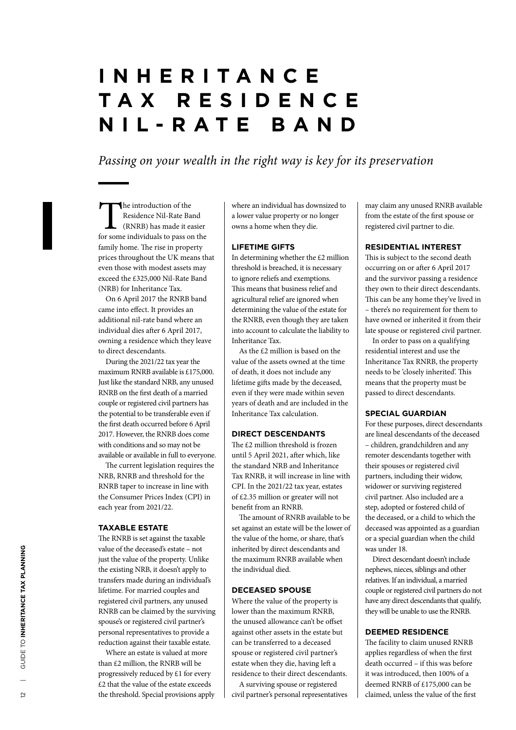# INHERITANCE TAX RESIDENCE NIL-RATE BAND

*Passing on your wealth in the right way is key for its preservation*

The introduction of the Residence Nil-Rate Band (RNRB) has made it easier for some individuals to pass on the family home. The rise in property prices throughout the UK means that even those with modest assets may exceed the £325,000 Nil-Rate Band (NRB) for Inheritance Tax.

On 6 April 2017 the RNRB band came into effect. It provides an additional nil-rate band where an individual dies after 6 April 2017, owning a residence which they leave to direct descendants.

During the 2021/22 tax year the maximum RNRB available is £175,000. Just like the standard NRB, any unused RNRB on the first death of a married couple or registered civil partners has the potential to be transferable even if the first death occurred before 6 April 2017. However, the RNRB does come with conditions and so may not be available or available in full to everyone.

The current legislation requires the NRB, RNRB and threshold for the RNRB taper to increase in line with the Consumer Prices Index (CPI) in each year from 2021/22.

## TAXABLE ESTATE

The RNRB is set against the taxable value of the deceased's estate – not just the value of the property. Unlike the existing NRB, it doesn't apply to transfers made during an individual's lifetime. For married couples and registered civil partners, any unused RNRB can be claimed by the surviving spouse's or registered civil partner's personal representatives to provide a reduction against their taxable estate.

Where an estate is valued at more than £2 million, the RNRB will be progressively reduced by £1 for every £2 that the value of the estate exceeds the threshold. Special provisions apply where an individual has downsized to a lower value property or no longer owns a home when they die.

## LIFETIME GIFTS

In determining whether the £2 million threshold is breached, it is necessary to ignore reliefs and exemptions. This means that business relief and agricultural relief are ignored when determining the value of the estate for the RNRB, even though they are taken into account to calculate the liability to Inheritance Tax.

As the £2 million is based on the value of the assets owned at the time of death, it does not include any lifetime gifts made by the deceased, even if they were made within seven years of death and are included in the Inheritance Tax calculation.

## DIRECT DESCENDANTS

The £2 million threshold is frozen until 5 April 2021, after which, like the standard NRB and Inheritance Tax RNRB, it will increase in line with CPI. In the 2021/22 tax year, estates of £2.35 million or greater will not benefit from an RNRB.

The amount of RNRB available to be set against an estate will be the lower of the value of the home, or share, that's inherited by direct descendants and the maximum RNRB available when the individual died.

## DECEASED SPOUSE

Where the value of the property is lower than the maximum RNRB, the unused allowance can't be offset against other assets in the estate but can be transferred to a deceased spouse or registered civil partner's estate when they die, having left a residence to their direct descendants.

A surviving spouse or registered civil partner's personal representatives may claim any unused RNRB available from the estate of the first spouse or registered civil partner to die.

## RESIDENTIAL INTEREST

This is subject to the second death occurring on or after 6 April 2017 and the survivor passing a residence they own to their direct descendants. This can be any home they've lived in – there's no requirement for them to have owned or inherited it from their late spouse or registered civil partner.

In order to pass on a qualifying residential interest and use the Inheritance Tax RNRB, the property needs to be 'closely inherited'. This means that the property must be passed to direct descendants.

## SPECIAL GUARDIAN

For these purposes, direct descendants are lineal descendants of the deceased – children, grandchildren and any remoter descendants together with their spouses or registered civil partners, including their widow, widower or surviving registered civil partner. Also included are a step, adopted or fostered child of the deceased, or a child to which the deceased was appointed as a guardian or a special guardian when the child was under 18.

Direct descendant doesn't include nephews, nieces, siblings and other relatives. If an individual, a married couple or registered civil partners do not have any direct descendants that qualify, they will be unable to use the RNRB.

## DEEMED RESIDENCE

The facility to claim unused RNRB applies regardless of when the first death occurred – if this was before it was introduced, then 100% of a deemed RNRB of £175,000 can be claimed, unless the value of the first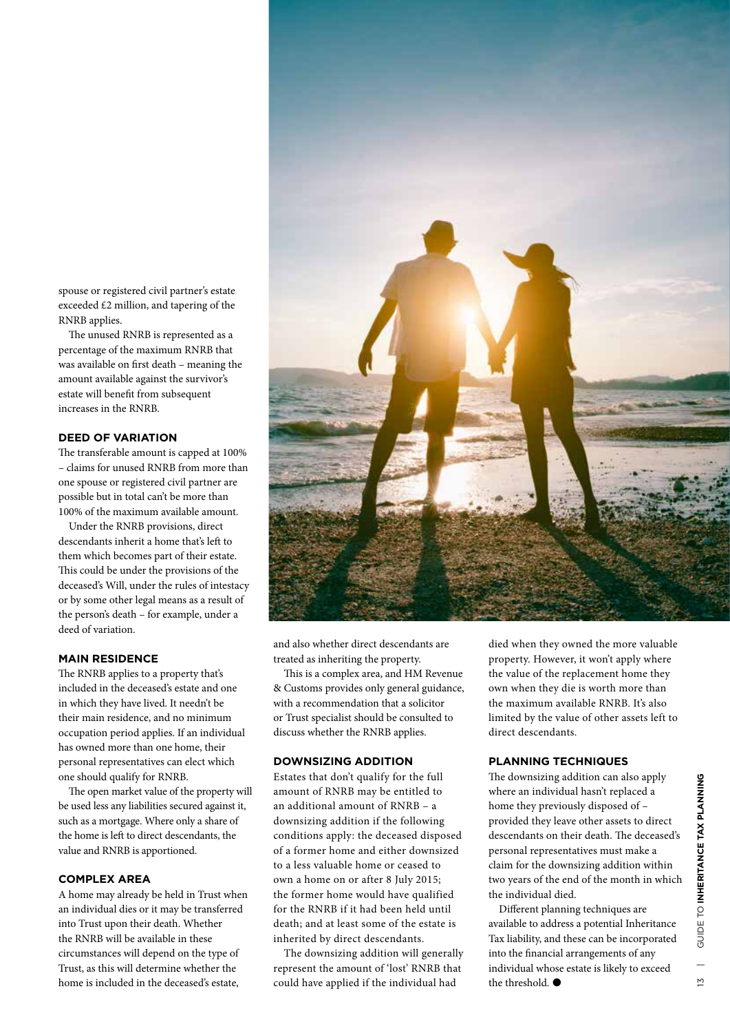spouse or registered civil partner's estate exceeded £2 million, and tapering of the RNRB applies.

The unused RNRB is represented as a percentage of the maximum RNRB that was available on first death – meaning the amount available against the survivor's estate will benefit from subsequent increases in the RNRB.

### DEED OF VARIATION

The transferable amount is capped at 100% – claims for unused RNRB from more than one spouse or registered civil partner are possible but in total can't be more than 100% of the maximum available amount.

Under the RNRB provisions, direct descendants inherit a home that's left to them which becomes part of their estate. This could be under the provisions of the deceased's Will, under the rules of intestacy or by some other legal means as a result of the person's death – for example, under a deed of variation.

### MAIN RESIDENCE

The RNRB applies to a property that's included in the deceased's estate and one in which they have lived. It needn't be their main residence, and no minimum occupation period applies. If an individual has owned more than one home, their personal representatives can elect which one should qualify for RNRB.

The open market value of the property will be used less any liabilities secured against it, such as a mortgage. Where only a share of the home is left to direct descendants, the value and RNRB is apportioned.

### COMPLEX AREA

A home may already be held in Trust when an individual dies or it may be transferred into Trust upon their death. Whether the RNRB will be available in these circumstances will depend on the type of Trust, as this will determine whether the home is included in the deceased's estate, and also whether direct descendants are treated as inheriting the property.

This is a complex area, and HM Revenue & Customs provides only general guidance, with a recommendation that a solicitor or Trust specialist should be consulted to discuss whether the RNRB applies.

### DOWNSIZING ADDITION

Estates that don't qualify for the full amount of RNRB may be entitled to an additional amount of RNRB – a downsizing addition if the following conditions apply: the deceased disposed of a former home and either downsized to a less valuable home or ceased to own a home on or after 8 July 2015; the former home would have qualified for the RNRB if it had been held until death; and at least some of the estate is inherited by direct descendants.

The downsizing addition will generally represent the amount of 'lost' RNRB that could have applied if the individual had died when they owned the more valuable property. However, it won't apply where the value of the replacement home they own when they die is worth more than the maximum available RNRB. It's also limited by the value of other assets left to direct descendants.

### PLANNING TECHNIQUES

The downsizing addition can also apply where an individual hasn't replaced a home they previously disposed of – provided they leave other assets to direct descendants on their death. The deceased's personal representatives must make a claim for the downsizing addition within two years of the end of the month in which the individual died.

Different planning techniques are available to address a potential Inheritance Tax liability, and these can be incorporated into the financial arrangements of any individual whose estate is likely to exceed the threshold. ●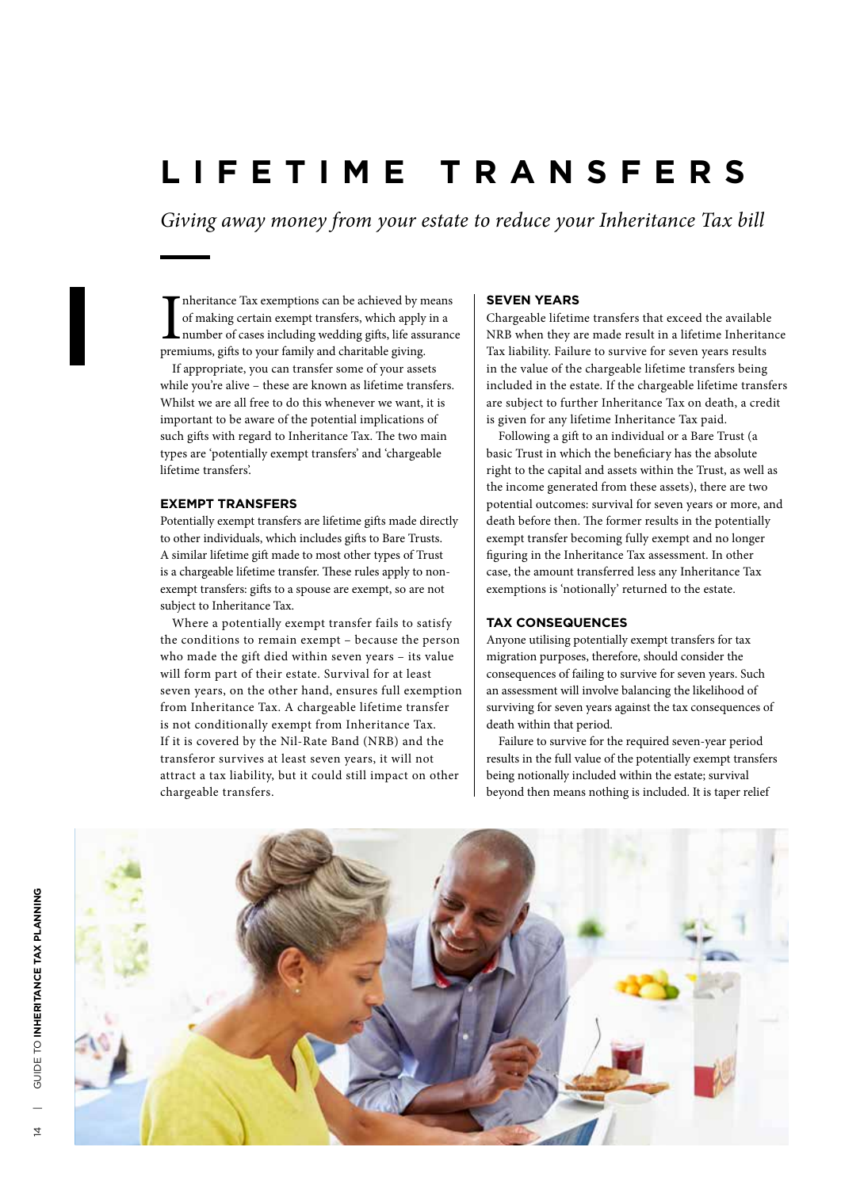# LIFETIME TRANSFERS

*Giving away money from your estate to reduce your Inheritance Tax bill*

Inheritance Tax exemptions can be achieved by means of making certain exempt transfers, which apply in a number of cases including wedding gifts, life assurance premiums, gifts to your family and charitable giving.

If appropriate, you can transfer some of your assets while you're alive – these are known as lifetime transfers. Whilst we are all free to do this whenever we want, it is important to be aware of the potential implications of such gifts with regard to Inheritance Tax. The two main types are 'potentially exempt transfers' and 'chargeable lifetime transfers'.

## EXEMPT TRANSFERS

Potentially exempt transfers are lifetime gifts made directly to other individuals, which includes gifts to Bare Trusts. A similar lifetime gift made to most other types of Trust is a chargeable lifetime transfer. These rules apply to non-exempt transfers: gifts to a spouse are exempt, so are not subject to Inheritance Tax.

Where a potentially exempt transfer fails to satisfy the conditions to remain exempt – because the person who made the gift died within seven years – its value will form part of their estate. Survival for at least seven years, on the other hand, ensures full exemption from Inheritance Tax. A chargeable lifetime transfer is not conditionally exempt from Inheritance Tax. If it is covered by the Nil-Rate Band (NRB) and the transferor survives at least seven years, it will not attract a tax liability, but it could still impact on other chargeable transfers.

## SEVEN YEARS

Chargeable lifetime transfers that exceed the available NRB when they are made result in a lifetime Inheritance Tax liability. Failure to survive for seven years results in the value of the chargeable lifetime transfers being included in the estate. If the chargeable lifetime transfers are subject to further Inheritance Tax on death, a credit is given for any lifetime Inheritance Tax paid.

Following a gift to an individual or a Bare Trust (a basic Trust in which the beneficiary has the absolute right to the capital and assets within the Trust, as well as the income generated from these assets), there are two potential outcomes: survival for seven years or more, and death before then. The former results in the potentially exempt transfer becoming fully exempt and no longer figuring in the Inheritance Tax assessment. In other case, the amount transferred less any Inheritance Tax exemptions is 'notionally' returned to the estate.

## TAX CONSEQUENCES

Anyone utilising potentially exempt transfers for tax migration purposes, therefore, should consider the consequences of failing to survive for seven years. Such an assessment will involve balancing the likelihood of surviving for seven years against the tax consequences of death within that period.

Failure to survive for the required seven-year period results in the full value of the potentially exempt transfers being notionally included within the estate; survival beyond then means nothing is included. It is taper relief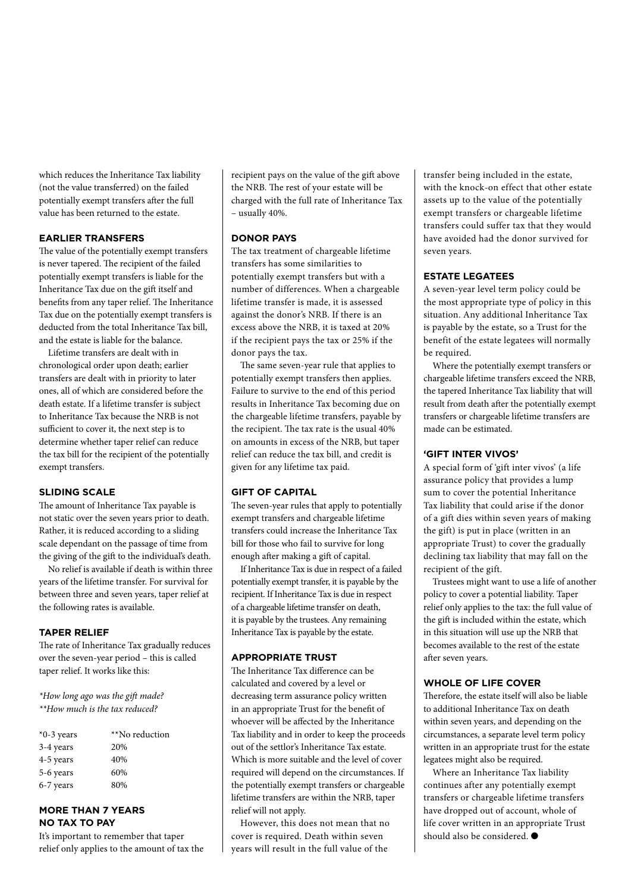which reduces the Inheritance Tax liability (not the value transferred) on the failed potentially exempt transfers after the full value has been returned to the estate.

### EARLIER TRANSFERS

The value of the potentially exempt transfers is never tapered. The recipient of the failed potentially exempt transfers is liable for the Inheritance Tax due on the gift itself and benefits from any taper relief. The Inheritance Tax due on the potentially exempt transfers is deducted from the total Inheritance Tax bill, and the estate is liable for the balance.

Lifetime transfers are dealt with in chronological order upon death; earlier transfers are dealt with in priority to later ones, all of which are considered before the death estate. If a lifetime transfer is subject to Inheritance Tax because the NRB is not sufficient to cover it, the next step is to determine whether taper relief can reduce the tax bill for the recipient of the potentially exempt transfers.

### SLIDING SCALE

The amount of Inheritance Tax payable is not static over the seven years prior to death. Rather, it is reduced according to a sliding scale dependant on the passage of time from the giving of the gift to the individual's death.

No relief is available if death is within three years of the lifetime transfer. For survival for between three and seven years, taper relief at the following rates is available.

### TAPER RELIEF

The rate of Inheritance Tax gradually reduces over the seven-year period – this is called taper relief. It works like this:

*\*How long ago was the gift made?*
*\*\*How much is the tax reduced?*

| *0-3 years | **No reduction |
|---|---|
| 3-4 years | 20% |
| 4-5 years | 40% |
| 5-6 years | 60% |
| 6-7 years | 80% |

### MORE THAN 7 YEARS NO TAX TO PAY

It's important to remember that taper relief only applies to the amount of tax the recipient pays on the value of the gift above the NRB. The rest of your estate will be charged with the full rate of Inheritance Tax – usually 40%.

### DONOR PAYS

The tax treatment of chargeable lifetime transfers has some similarities to potentially exempt transfers but with a number of differences. When a chargeable lifetime transfer is made, it is assessed against the donor's NRB. If there is an excess above the NRB, it is taxed at 20% if the recipient pays the tax or 25% if the donor pays the tax.

The same seven-year rule that applies to potentially exempt transfers then applies. Failure to survive to the end of this period results in Inheritance Tax becoming due on the chargeable lifetime transfers, payable by the recipient. The tax rate is the usual 40% on amounts in excess of the NRB, but taper relief can reduce the tax bill, and credit is given for any lifetime tax paid.

### GIFT OF CAPITAL

The seven-year rules that apply to potentially exempt transfers and chargeable lifetime transfers could increase the Inheritance Tax bill for those who fail to survive for long enough after making a gift of capital.

If Inheritance Tax is due in respect of a failed potentially exempt transfer, it is payable by the recipient. If Inheritance Tax is due in respect of a chargeable lifetime transfer on death, it is payable by the trustees. Any remaining Inheritance Tax is payable by the estate.

### APPROPRIATE TRUST

The Inheritance Tax difference can be calculated and covered by a level or decreasing term assurance policy written in an appropriate Trust for the benefit of whoever will be affected by the Inheritance Tax liability and in order to keep the proceeds out of the settlor's Inheritance Tax estate. Which is more suitable and the level of cover required will depend on the circumstances. If the potentially exempt transfers or chargeable lifetime transfers are within the NRB, taper relief will not apply.

However, this does not mean that no cover is required. Death within seven years will result in the full value of the transfer being included in the estate, with the knock-on effect that other estate assets up to the value of the potentially exempt transfers or chargeable lifetime transfers could suffer tax that they would have avoided had the donor survived for seven years.

### ESTATE LEGATEES

A seven-year level term policy could be the most appropriate type of policy in this situation. Any additional Inheritance Tax is payable by the estate, so a Trust for the benefit of the estate legatees will normally be required.

Where the potentially exempt transfers or chargeable lifetime transfers exceed the NRB, the tapered Inheritance Tax liability that will result from death after the potentially exempt transfers or chargeable lifetime transfers are made can be estimated.

### 'GIFT INTER VIVOS'

A special form of 'gift inter vivos' (a life assurance policy that provides a lump sum to cover the potential Inheritance Tax liability that could arise if the donor of a gift dies within seven years of making the gift) is put in place (written in an appropriate Trust) to cover the gradually declining tax liability that may fall on the recipient of the gift.

Trustees might want to use a life of another policy to cover a potential liability. Taper relief only applies to the tax: the full value of the gift is included within the estate, which in this situation will use up the NRB that becomes available to the rest of the estate after seven years.

### WHOLE OF LIFE COVER

Therefore, the estate itself will also be liable to additional Inheritance Tax on death within seven years, and depending on the circumstances, a separate level term policy written in an appropriate trust for the estate legatees might also be required.

Where an Inheritance Tax liability continues after any potentially exempt transfers or chargeable lifetime transfers have dropped out of account, whole of life cover written in an appropriate Trust should also be considered. ●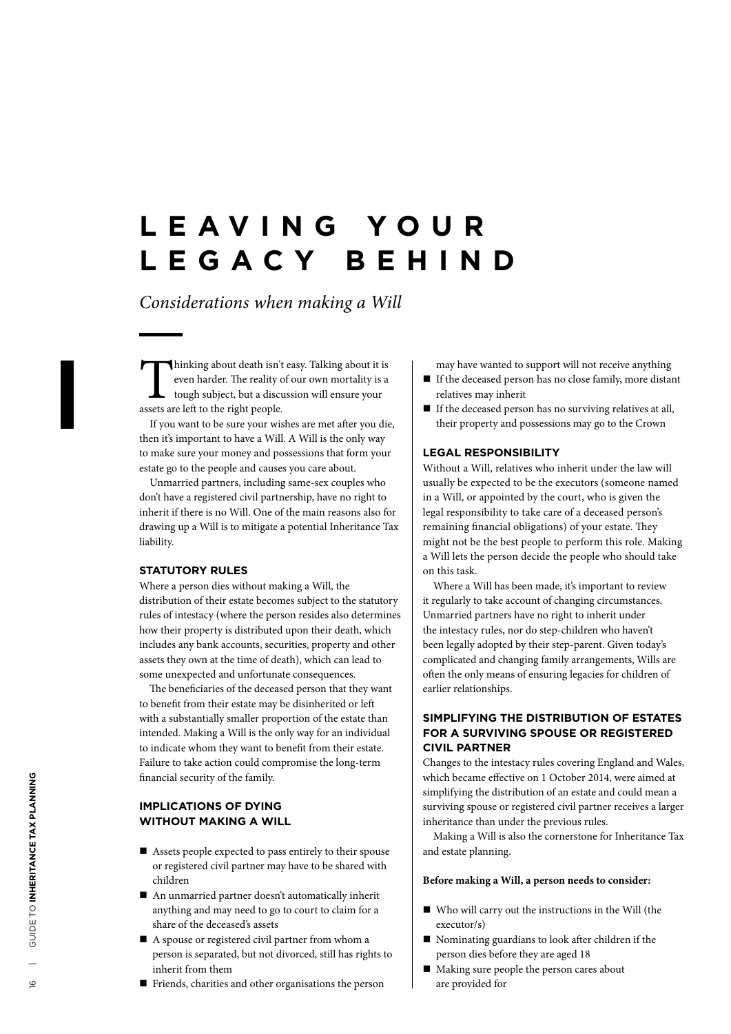# LEAVING YOUR LEGACY BEHIND

*Considerations when making a Will*

Thinking about death isn't easy. Talking about it is even harder. The reality of our own mortality is a tough subject, but a discussion will ensure your assets are left to the right people.

If you want to be sure your wishes are met after you die, then it's important to have a Will. A Will is the only way to make sure your money and possessions that form your estate go to the people and causes you care about.

Unmarried partners, including same-sex couples who don't have a registered civil partnership, have no right to inherit if there is no Will. One of the main reasons also for drawing up a Will is to mitigate a potential Inheritance Tax liability.

## STATUTORY RULES

Where a person dies without making a Will, the distribution of their estate becomes subject to the statutory rules of intestacy (where the person resides also determines how their property is distributed upon their death, which includes any bank accounts, securities, property and other assets they own at the time of death), which can lead to some unexpected and unfortunate consequences.

The beneficiaries of the deceased person that they want to benefit from their estate may be disinherited or left with a substantially smaller proportion of the estate than intended. Making a Will is the only way for an individual to indicate whom they want to benefit from their estate. Failure to take action could compromise the long-term financial security of the family.

## IMPLICATIONS OF DYING WITHOUT MAKING A WILL

- Assets people expected to pass entirely to their spouse or registered civil partner may have to be shared with children
- An unmarried partner doesn't automatically inherit anything and may need to go to court to claim for a share of the deceased's assets
- A spouse or registered civil partner from whom a person is separated, but not divorced, still has rights to inherit from them
- Friends, charities and other organisations the person may have wanted to support will not receive anything
- If the deceased person has no close family, more distant relatives may inherit
- If the deceased person has no surviving relatives at all, their property and possessions may go to the Crown

## LEGAL RESPONSIBILITY

Without a Will, relatives who inherit under the law will usually be expected to be the executors (someone named in a Will, or appointed by the court, who is given the legal responsibility to take care of a deceased person's remaining financial obligations) of your estate. They might not be the best people to perform this role. Making a Will lets the person decide the people who should take on this task.

Where a Will has been made, it's important to review it regularly to take account of changing circumstances. Unmarried partners have no right to inherit under the intestacy rules, nor do step-children who haven't been legally adopted by their step-parent. Given today's complicated and changing family arrangements, Wills are often the only means of ensuring legacies for children of earlier relationships.

## SIMPLIFYING THE DISTRIBUTION OF ESTATES FOR A SURVIVING SPOUSE OR REGISTERED CIVIL PARTNER

Changes to the intestacy rules covering England and Wales, which became effective on 1 October 2014, were aimed at simplifying the distribution of an estate and could mean a surviving spouse or registered civil partner receives a larger inheritance than under the previous rules.

Making a Will is also the cornerstone for Inheritance Tax and estate planning.

**Before making a Will, a person needs to consider:**

- Who will carry out the instructions in the Will (the executor/s)
- Nominating guardians to look after children if the person dies before they are aged 18
- Making sure people the person cares about are provided for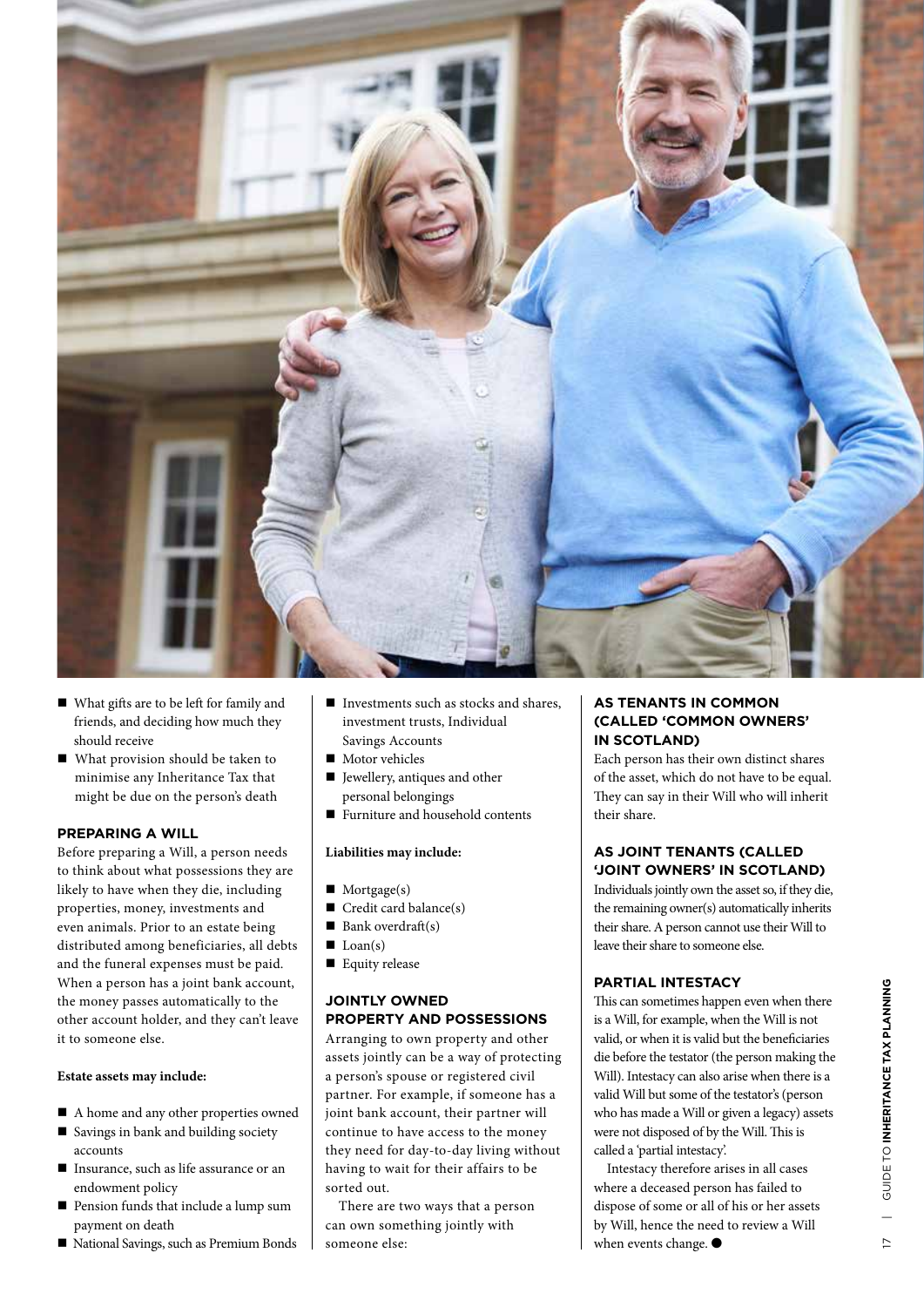- What gifts are to be left for family and friends, and deciding how much they should receive
- What provision should be taken to minimise any Inheritance Tax that might be due on the person's death

### PREPARING A WILL

Before preparing a Will, a person needs to think about what possessions they are likely to have when they die, including properties, money, investments and even animals. Prior to an estate being distributed among beneficiaries, all debts and the funeral expenses must be paid. When a person has a joint bank account, the money passes automatically to the other account holder, and they can't leave it to someone else.

**Estate assets may include:**

- A home and any other properties owned
- Savings in bank and building society accounts
- Insurance, such as life assurance or an endowment policy
- Pension funds that include a lump sum payment on death
- National Savings, such as Premium Bonds
- Investments such as stocks and shares, investment trusts, Individual Savings Accounts
- Motor vehicles
- Jewellery, antiques and other personal belongings
- Furniture and household contents

**Liabilities may include:**

- Mortgage(s)
- Credit card balance(s)
- Bank overdraft(s)
- Loan(s)
- Equity release

### JOINTLY OWNED PROPERTY AND POSSESSIONS

Arranging to own property and other assets jointly can be a way of protecting a person's spouse or registered civil partner. For example, if someone has a joint bank account, their partner will continue to have access to the money they need for day-to-day living without having to wait for their affairs to be sorted out.

There are two ways that a person can own something jointly with someone else:

### AS TENANTS IN COMMON (CALLED 'COMMON OWNERS' IN SCOTLAND)

Each person has their own distinct shares of the asset, which do not have to be equal. They can say in their Will who will inherit their share.

### AS JOINT TENANTS (CALLED 'JOINT OWNERS' IN SCOTLAND)

Individuals jointly own the asset so, if they die, the remaining owner(s) automatically inherits their share. A person cannot use their Will to leave their share to someone else.

### PARTIAL INTESTACY

This can sometimes happen even when there is a Will, for example, when the Will is not valid, or when it is valid but the beneficiaries die before the testator (the person making the Will). Intestacy can also arise when there is a valid Will but some of the testator's (person who has made a Will or given a legacy) assets were not disposed of by the Will. This is called a 'partial intestacy'.

Intestacy therefore arises in all cases where a deceased person has failed to dispose of some or all of his or her assets by Will, hence the need to review a Will when events change. ●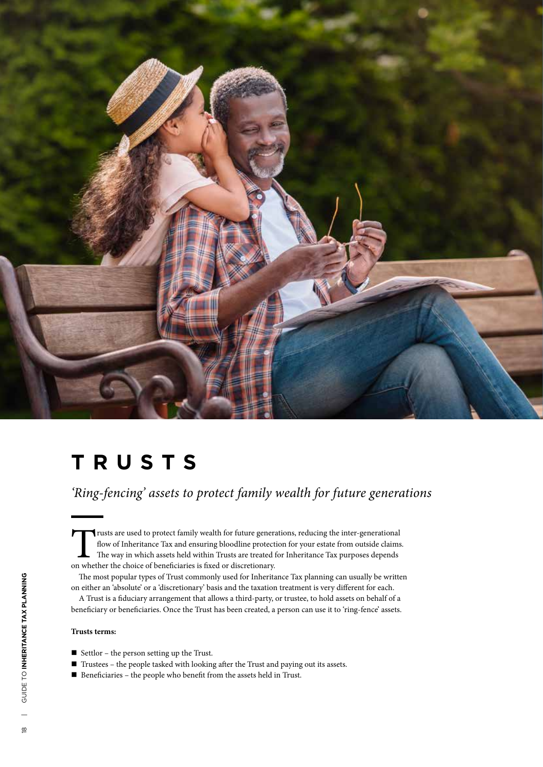# TRUSTS

*'Ring-fencing' assets to protect family wealth for future generations*

Trusts are used to protect family wealth for future generations, reducing the inter-generational flow of Inheritance Tax and ensuring bloodline protection for your estate from outside claims. The way in which assets held within Trusts are treated for Inheritance Tax purposes depends on whether the choice of beneficiaries is fixed or discretionary.

The most popular types of Trust commonly used for Inheritance Tax planning can usually be written on either an 'absolute' or a 'discretionary' basis and the taxation treatment is very different for each.

A Trust is a fiduciary arrangement that allows a third-party, or trustee, to hold assets on behalf of a beneficiary or beneficiaries. Once the Trust has been created, a person can use it to 'ring-fence' assets.

**Trusts terms:**

- Settlor – the person setting up the Trust.
- Trustees – the people tasked with looking after the Trust and paying out its assets.
- Beneficiaries – the people who benefit from the assets held in Trust.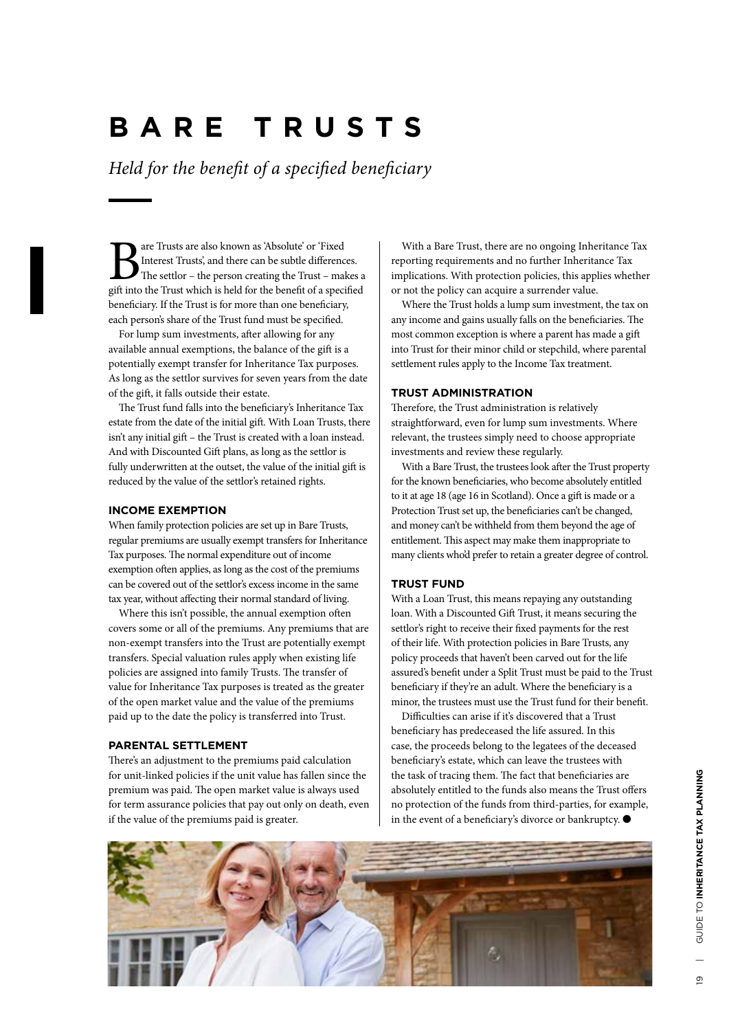# BARE TRUSTS

*Held for the benefit of a specified beneficiary*

Bare Trusts are also known as 'Absolute' or 'Fixed Interest Trusts', and there can be subtle differences. The settlor – the person creating the Trust – makes a gift into the Trust which is held for the benefit of a specified beneficiary. If the Trust is for more than one beneficiary, each person's share of the Trust fund must be specified.

For lump sum investments, after allowing for any available annual exemptions, the balance of the gift is a potentially exempt transfer for Inheritance Tax purposes. As long as the settlor survives for seven years from the date of the gift, it falls outside their estate.

The Trust fund falls into the beneficiary's Inheritance Tax estate from the date of the initial gift. With Loan Trusts, there isn't any initial gift – the Trust is created with a loan instead. And with Discounted Gift plans, as long as the settlor is fully underwritten at the outset, the value of the initial gift is reduced by the value of the settlor's retained rights.

### INCOME EXEMPTION

When family protection policies are set up in Bare Trusts, regular premiums are usually exempt transfers for Inheritance Tax purposes. The normal expenditure out of income exemption often applies, as long as the cost of the premiums can be covered out of the settlor's excess income in the same tax year, without affecting their normal standard of living.

Where this isn't possible, the annual exemption often covers some or all of the premiums. Any premiums that are non-exempt transfers into the Trust are potentially exempt transfers. Special valuation rules apply when existing life policies are assigned into family Trusts. The transfer of value for Inheritance Tax purposes is treated as the greater of the open market value and the value of the premiums paid up to the date the policy is transferred into Trust.

### PARENTAL SETTLEMENT

There's an adjustment to the premiums paid calculation for unit-linked policies if the unit value has fallen since the premium was paid. The open market value is always used for term assurance policies that pay out only on death, even if the value of the premiums paid is greater.

With a Bare Trust, there are no ongoing Inheritance Tax reporting requirements and no further Inheritance Tax implications. With protection policies, this applies whether or not the policy can acquire a surrender value.

Where the Trust holds a lump sum investment, the tax on any income and gains usually falls on the beneficiaries. The most common exception is where a parent has made a gift into Trust for their minor child or stepchild, where parental settlement rules apply to the Income Tax treatment.

### TRUST ADMINISTRATION

Therefore, the Trust administration is relatively straightforward, even for lump sum investments. Where relevant, the trustees simply need to choose appropriate investments and review these regularly.

With a Bare Trust, the trustees look after the Trust property for the known beneficiaries, who become absolutely entitled to it at age 18 (age 16 in Scotland). Once a gift is made or a Protection Trust set up, the beneficiaries can't be changed, and money can't be withheld from them beyond the age of entitlement. This aspect may make them inappropriate to many clients who'd prefer to retain a greater degree of control.

### TRUST FUND

With a Loan Trust, this means repaying any outstanding loan. With a Discounted Gift Trust, it means securing the settlor's right to receive their fixed payments for the rest of their life. With protection policies in Bare Trusts, any policy proceeds that haven't been carved out for the life assured's benefit under a Split Trust must be paid to the Trust beneficiary if they're an adult. Where the beneficiary is a minor, the trustees must use the Trust fund for their benefit.

Difficulties can arise if it's discovered that a Trust beneficiary has predeceased the life assured. In this case, the proceeds belong to the legatees of the deceased beneficiary's estate, which can leave the trustees with the task of tracing them. The fact that beneficiaries are absolutely entitled to the funds also means the Trust offers no protection of the funds from third-parties, for example, in the event of a beneficiary's divorce or bankruptcy. ●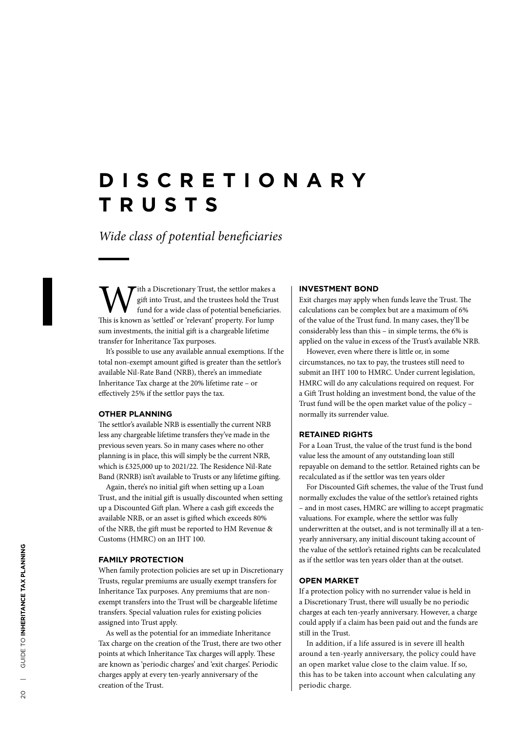# DISCRETIONARY TRUSTS

*Wide class of potential beneficiaries*

With a Discretionary Trust, the settlor makes a gift into Trust, and the trustees hold the Trust fund for a wide class of potential beneficiaries. This is known as 'settled' or 'relevant' property. For lump sum investments, the initial gift is a chargeable lifetime transfer for Inheritance Tax purposes.

It's possible to use any available annual exemptions. If the total non-exempt amount gifted is greater than the settlor's available Nil-Rate Band (NRB), there's an immediate Inheritance Tax charge at the 20% lifetime rate – or effectively 25% if the settlor pays the tax.

## OTHER PLANNING

The settlor's available NRB is essentially the current NRB less any chargeable lifetime transfers they've made in the previous seven years. So in many cases where no other planning is in place, this will simply be the current NRB, which is £325,000 up to 2021/22. The Residence Nil-Rate Band (RNRB) isn't available to Trusts or any lifetime gifting.

Again, there's no initial gift when setting up a Loan Trust, and the initial gift is usually discounted when setting up a Discounted Gift plan. Where a cash gift exceeds the available NRB, or an asset is gifted which exceeds 80% of the NRB, the gift must be reported to HM Revenue & Customs (HMRC) on an IHT 100.

## FAMILY PROTECTION

When family protection policies are set up in Discretionary Trusts, regular premiums are usually exempt transfers for Inheritance Tax purposes. Any premiums that are non-exempt transfers into the Trust will be chargeable lifetime transfers. Special valuation rules for existing policies assigned into Trust apply.

As well as the potential for an immediate Inheritance Tax charge on the creation of the Trust, there are two other points at which Inheritance Tax charges will apply. These are known as 'periodic charges' and 'exit charges'. Periodic charges apply at every ten-yearly anniversary of the creation of the Trust.

## INVESTMENT BOND

Exit charges may apply when funds leave the Trust. The calculations can be complex but are a maximum of 6% of the value of the Trust fund. In many cases, they'll be considerably less than this – in simple terms, the 6% is applied on the value in excess of the Trust's available NRB.

However, even where there is little or, in some circumstances, no tax to pay, the trustees still need to submit an IHT 100 to HMRC. Under current legislation, HMRC will do any calculations required on request. For a Gift Trust holding an investment bond, the value of the Trust fund will be the open market value of the policy – normally its surrender value.

## RETAINED RIGHTS

For a Loan Trust, the value of the trust fund is the bond value less the amount of any outstanding loan still repayable on demand to the settlor. Retained rights can be recalculated as if the settlor was ten years older

For Discounted Gift schemes, the value of the Trust fund normally excludes the value of the settlor's retained rights – and in most cases, HMRC are willing to accept pragmatic valuations. For example, where the settlor was fully underwritten at the outset, and is not terminally ill at a ten-yearly anniversary, any initial discount taking account of the value of the settlor's retained rights can be recalculated as if the settlor was ten years older than at the outset.

## OPEN MARKET

If a protection policy with no surrender value is held in a Discretionary Trust, there will usually be no periodic charges at each ten-yearly anniversary. However, a charge could apply if a claim has been paid out and the funds are still in the Trust.

In addition, if a life assured is in severe ill health around a ten-yearly anniversary, the policy could have an open market value close to the claim value. If so, this has to be taken into account when calculating any periodic charge.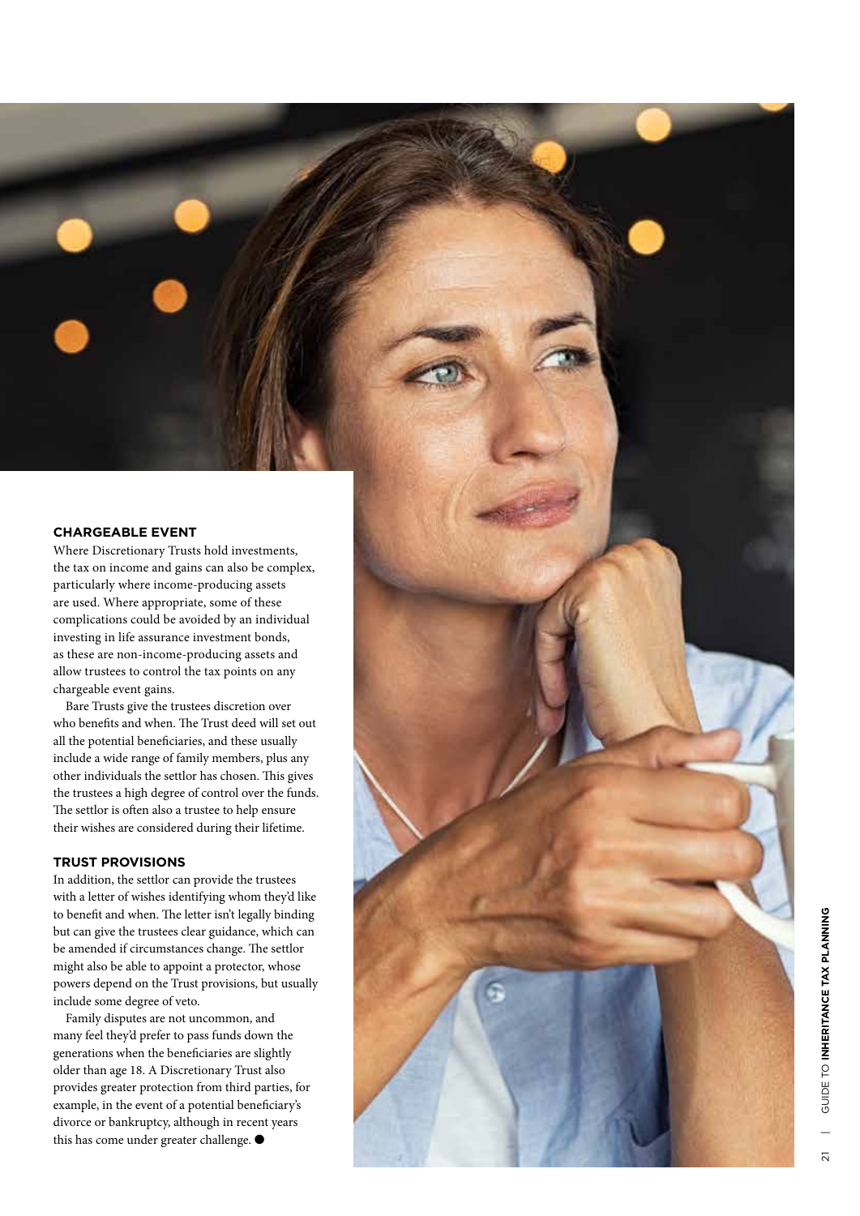## CHARGEABLE EVENT

Where Discretionary Trusts hold investments, the tax on income and gains can also be complex, particularly where income-producing assets are used. Where appropriate, some of these complications could be avoided by an individual investing in life assurance investment bonds, as these are non-income-producing assets and allow trustees to control the tax points on any chargeable event gains.

Bare Trusts give the trustees discretion over who benefits and when. The Trust deed will set out all the potential beneficiaries, and these usually include a wide range of family members, plus any other individuals the settlor has chosen. This gives the trustees a high degree of control over the funds. The settlor is often also a trustee to help ensure their wishes are considered during their lifetime.

## TRUST PROVISIONS

In addition, the settlor can provide the trustees with a letter of wishes identifying whom they'd like to benefit and when. The letter isn't legally binding but can give the trustees clear guidance, which can be amended if circumstances change. The settlor might also be able to appoint a protector, whose powers depend on the Trust provisions, but usually include some degree of veto.

Family disputes are not uncommon, and many feel they'd prefer to pass funds down the generations when the beneficiaries are slightly older than age 18. A Discretionary Trust also provides greater protection from third parties, for example, in the event of a potential beneficiary's divorce or bankruptcy, although in recent years this has come under greater challenge. ●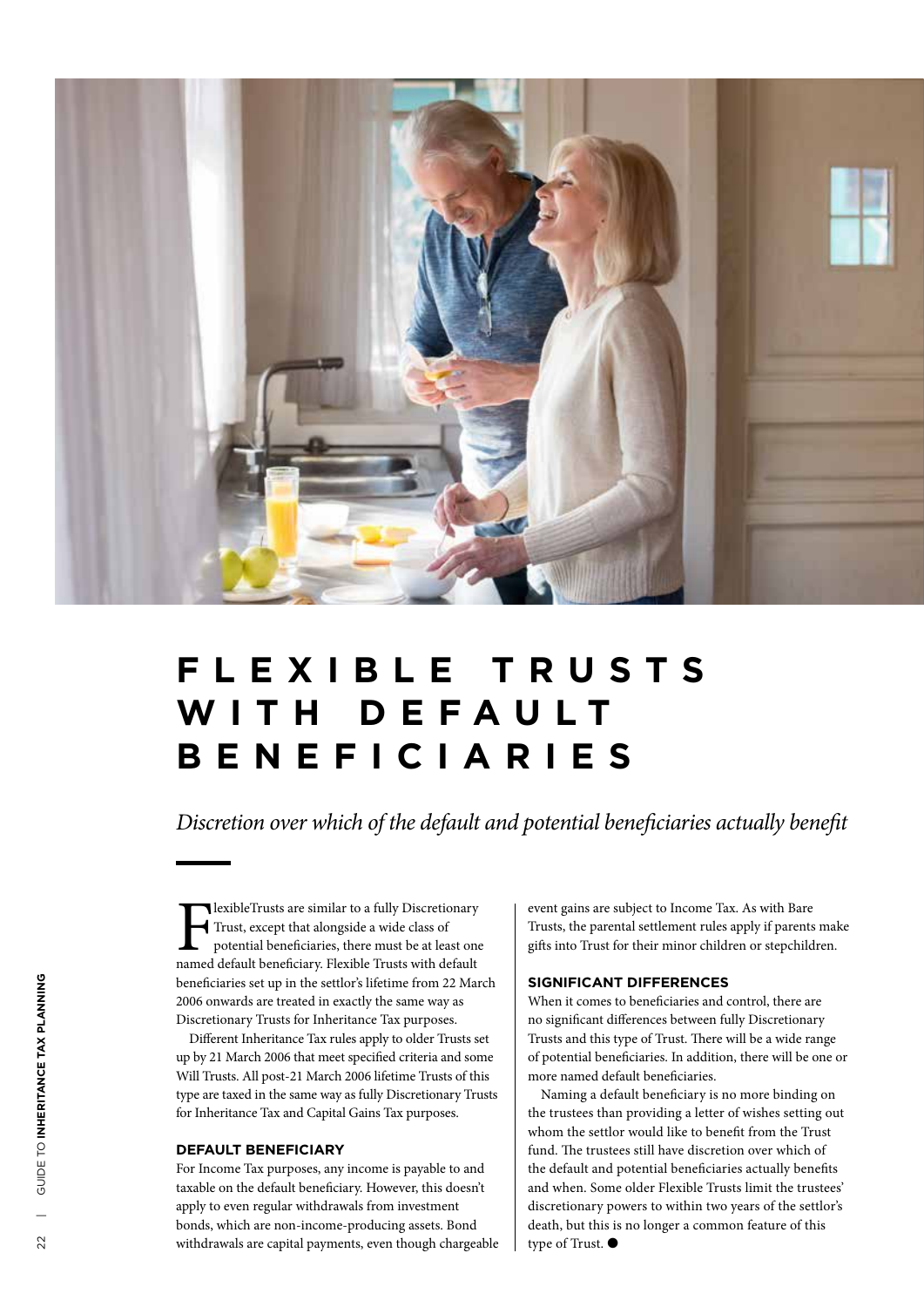# FLEXIBLE TRUSTS WITH DEFAULT BENEFICIARIES

*Discretion over which of the default and potential beneficiaries actually benefit*

FlexibleTrusts are similar to a fully Discretionary Trust, except that alongside a wide class of potential beneficiaries, there must be at least one named default beneficiary. Flexible Trusts with default beneficiaries set up in the settlor's lifetime from 22 March 2006 onwards are treated in exactly the same way as Discretionary Trusts for Inheritance Tax purposes.

Different Inheritance Tax rules apply to older Trusts set up by 21 March 2006 that meet specified criteria and some Will Trusts. All post-21 March 2006 lifetime Trusts of this type are taxed in the same way as fully Discretionary Trusts for Inheritance Tax and Capital Gains Tax purposes.

### DEFAULT BENEFICIARY

For Income Tax purposes, any income is payable to and taxable on the default beneficiary. However, this doesn't apply to even regular withdrawals from investment bonds, which are non-income-producing assets. Bond withdrawals are capital payments, even though chargeable event gains are subject to Income Tax. As with Bare Trusts, the parental settlement rules apply if parents make gifts into Trust for their minor children or stepchildren.

### SIGNIFICANT DIFFERENCES

When it comes to beneficiaries and control, there are no significant differences between fully Discretionary Trusts and this type of Trust. There will be a wide range of potential beneficiaries. In addition, there will be one or more named default beneficiaries.

Naming a default beneficiary is no more binding on the trustees than providing a letter of wishes setting out whom the settlor would like to benefit from the Trust fund. The trustees still have discretion over which of the default and potential beneficiaries actually benefits and when. Some older Flexible Trusts limit the trustees' discretionary powers to within two years of the settlor's death, but this is no longer a common feature of this type of Trust. ●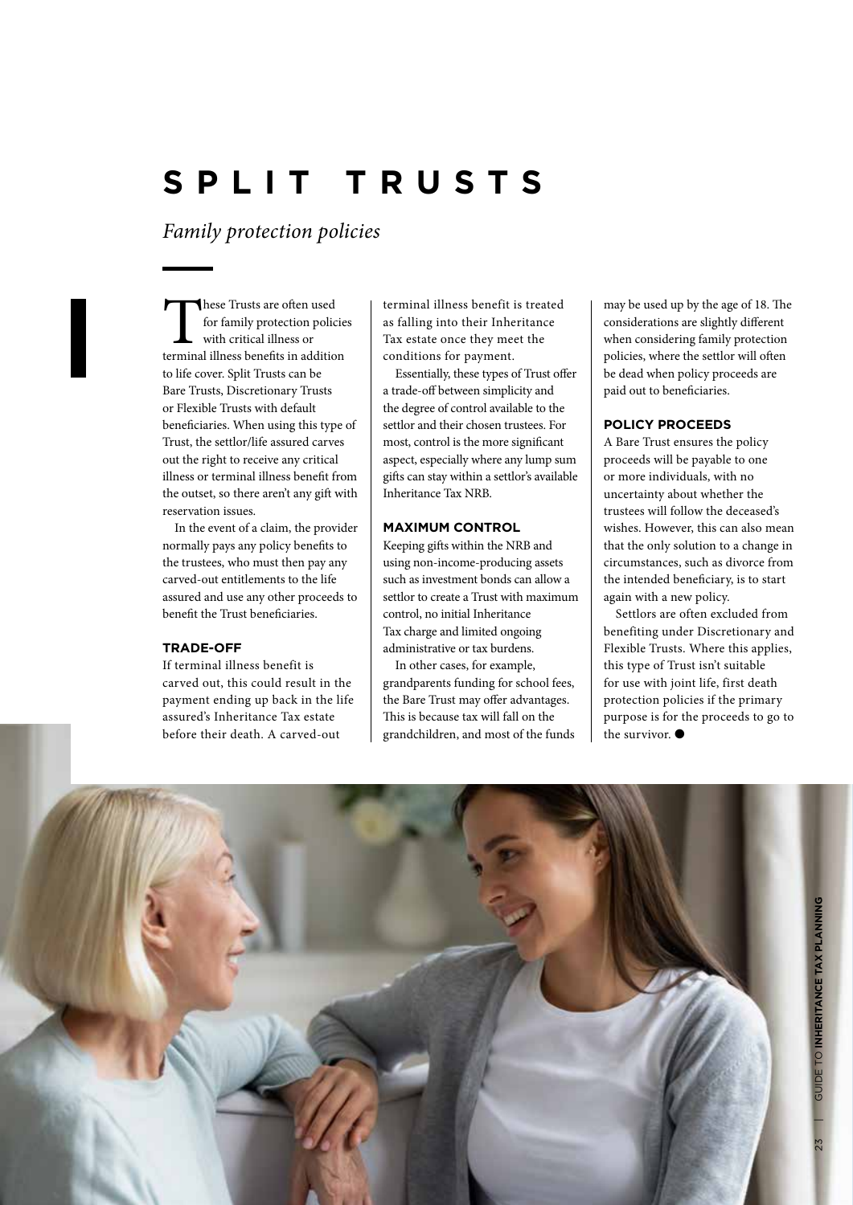# SPLIT TRUSTS

*Family protection policies*

These Trusts are often used for family protection policies with critical illness or terminal illness benefits in addition to life cover. Split Trusts can be Bare Trusts, Discretionary Trusts or Flexible Trusts with default beneficiaries. When using this type of Trust, the settlor/life assured carves out the right to receive any critical illness or terminal illness benefit from the outset, so there aren't any gift with reservation issues.

In the event of a claim, the provider normally pays any policy benefits to the trustees, who must then pay any carved-out entitlements to the life assured and use any other proceeds to benefit the Trust beneficiaries.

### TRADE-OFF

If terminal illness benefit is carved out, this could result in the payment ending up back in the life assured's Inheritance Tax estate before their death. A carved-out terminal illness benefit is treated as falling into their Inheritance Tax estate once they meet the conditions for payment.

Essentially, these types of Trust offer a trade-off between simplicity and the degree of control available to the settlor and their chosen trustees. For most, control is the more significant aspect, especially where any lump sum gifts can stay within a settlor's available Inheritance Tax NRB.

### MAXIMUM CONTROL

Keeping gifts within the NRB and using non-income-producing assets such as investment bonds can allow a settlor to create a Trust with maximum control, no initial Inheritance Tax charge and limited ongoing administrative or tax burdens.

In other cases, for example, grandparents funding for school fees, the Bare Trust may offer advantages. This is because tax will fall on the grandchildren, and most of the funds may be used up by the age of 18. The considerations are slightly different when considering family protection policies, where the settlor will often be dead when policy proceeds are paid out to beneficiaries.

### POLICY PROCEEDS

A Bare Trust ensures the policy proceeds will be payable to one or more individuals, with no uncertainty about whether the trustees will follow the deceased's wishes. However, this can also mean that the only solution to a change in circumstances, such as divorce from the intended beneficiary, is to start again with a new policy.

Settlors are often excluded from benefiting under Discretionary and Flexible Trusts. Where this applies, this type of Trust isn't suitable for use with joint life, first death protection policies if the primary purpose is for the proceeds to go to the survivor. ●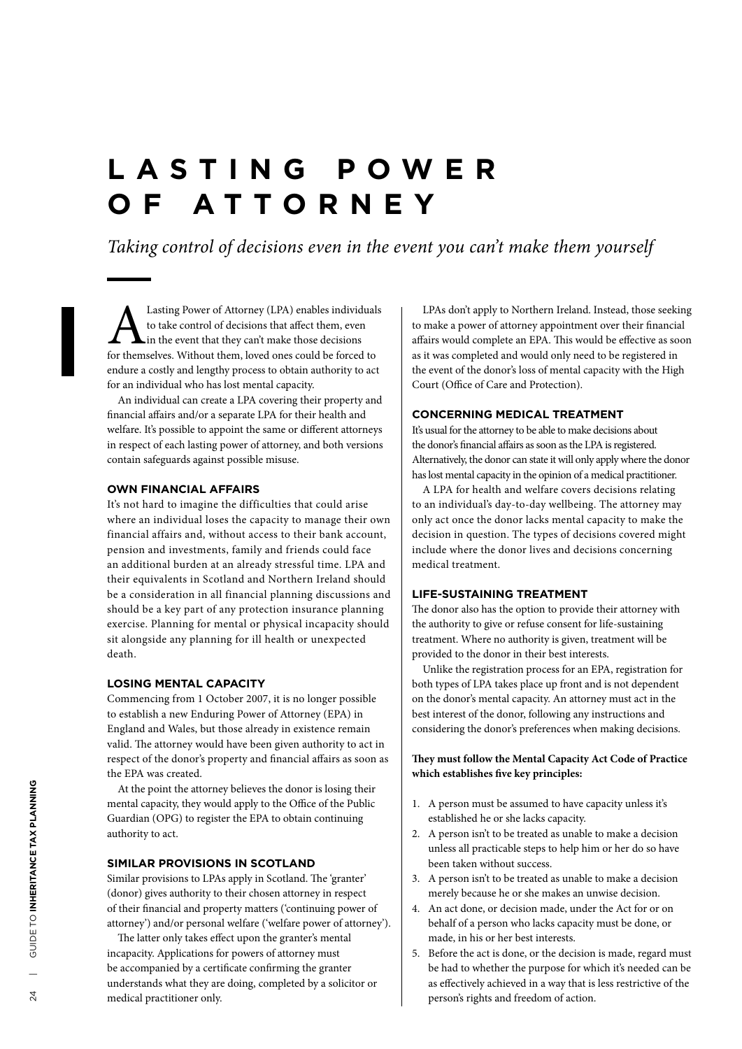# LASTING POWER OF ATTORNEY

*Taking control of decisions even in the event you can't make them yourself*

A Lasting Power of Attorney (LPA) enables individuals to take control of decisions that affect them, even in the event that they can't make those decisions for themselves. Without them, loved ones could be forced to endure a costly and lengthy process to obtain authority to act for an individual who has lost mental capacity.

An individual can create a LPA covering their property and financial affairs and/or a separate LPA for their health and welfare. It's possible to appoint the same or different attorneys in respect of each lasting power of attorney, and both versions contain safeguards against possible misuse.

### OWN FINANCIAL AFFAIRS

It's not hard to imagine the difficulties that could arise where an individual loses the capacity to manage their own financial affairs and, without access to their bank account, pension and investments, family and friends could face an additional burden at an already stressful time. LPA and their equivalents in Scotland and Northern Ireland should be a consideration in all financial planning discussions and should be a key part of any protection insurance planning exercise. Planning for mental or physical incapacity should sit alongside any planning for ill health or unexpected death.

### LOSING MENTAL CAPACITY

Commencing from 1 October 2007, it is no longer possible to establish a new Enduring Power of Attorney (EPA) in England and Wales, but those already in existence remain valid. The attorney would have been given authority to act in respect of the donor's property and financial affairs as soon as the EPA was created.

At the point the attorney believes the donor is losing their mental capacity, they would apply to the Office of the Public Guardian (OPG) to register the EPA to obtain continuing authority to act.

### SIMILAR PROVISIONS IN SCOTLAND

Similar provisions to LPAs apply in Scotland. The 'granter' (donor) gives authority to their chosen attorney in respect of their financial and property matters ('continuing power of attorney') and/or personal welfare ('welfare power of attorney').

The latter only takes effect upon the granter's mental incapacity. Applications for powers of attorney must be accompanied by a certificate confirming the granter understands what they are doing, completed by a solicitor or medical practitioner only.

LPAs don't apply to Northern Ireland. Instead, those seeking to make a power of attorney appointment over their financial affairs would complete an EPA. This would be effective as soon as it was completed and would only need to be registered in the event of the donor's loss of mental capacity with the High Court (Office of Care and Protection).

### CONCERNING MEDICAL TREATMENT

It's usual for the attorney to be able to make decisions about the donor's financial affairs as soon as the LPA is registered. Alternatively, the donor can state it will only apply where the donor has lost mental capacity in the opinion of a medical practitioner.

A LPA for health and welfare covers decisions relating to an individual's day-to-day wellbeing. The attorney may only act once the donor lacks mental capacity to make the decision in question. The types of decisions covered might include where the donor lives and decisions concerning medical treatment.

### LIFE-SUSTAINING TREATMENT

The donor also has the option to provide their attorney with the authority to give or refuse consent for life-sustaining treatment. Where no authority is given, treatment will be provided to the donor in their best interests.

Unlike the registration process for an EPA, registration for both types of LPA takes place up front and is not dependent on the donor's mental capacity. An attorney must act in the best interest of the donor, following any instructions and considering the donor's preferences when making decisions.

**They must follow the Mental Capacity Act Code of Practice which establishes five key principles:**

1. A person must be assumed to have capacity unless it's established he or she lacks capacity.
2. A person isn't to be treated as unable to make a decision unless all practicable steps to help him or her do so have been taken without success.
3. A person isn't to be treated as unable to make a decision merely because he or she makes an unwise decision.
4. An act done, or decision made, under the Act for or on behalf of a person who lacks capacity must be done, or made, in his or her best interests.
5. Before the act is done, or the decision is made, regard must be had to whether the purpose for which it's needed can be as effectively achieved in a way that is less restrictive of the person's rights and freedom of action.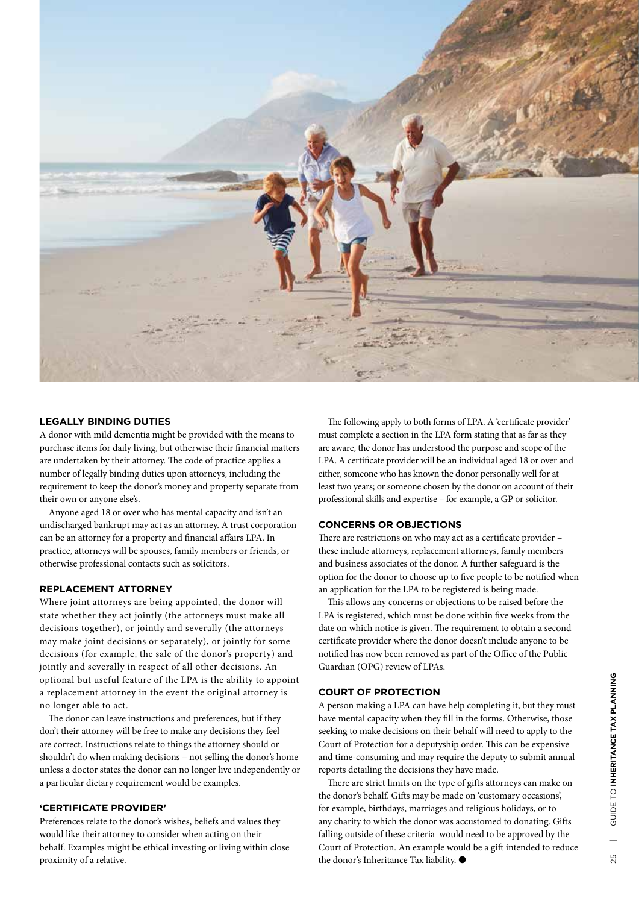## LEGALLY BINDING DUTIES

A donor with mild dementia might be provided with the means to purchase items for daily living, but otherwise their financial matters are undertaken by their attorney. The code of practice applies a number of legally binding duties upon attorneys, including the requirement to keep the donor's money and property separate from their own or anyone else's.

Anyone aged 18 or over who has mental capacity and isn't an undischarged bankrupt may act as an attorney. A trust corporation can be an attorney for a property and financial affairs LPA. In practice, attorneys will be spouses, family members or friends, or otherwise professional contacts such as solicitors.

## REPLACEMENT ATTORNEY

Where joint attorneys are being appointed, the donor will state whether they act jointly (the attorneys must make all decisions together), or jointly and severally (the attorneys may make joint decisions or separately), or jointly for some decisions (for example, the sale of the donor's property) and jointly and severally in respect of all other decisions. An optional but useful feature of the LPA is the ability to appoint a replacement attorney in the event the original attorney is no longer able to act.

The donor can leave instructions and preferences, but if they don't their attorney will be free to make any decisions they feel are correct. Instructions relate to things the attorney should or shouldn't do when making decisions – not selling the donor's home unless a doctor states the donor can no longer live independently or a particular dietary requirement would be examples.

## 'CERTIFICATE PROVIDER'

Preferences relate to the donor's wishes, beliefs and values they would like their attorney to consider when acting on their behalf. Examples might be ethical investing or living within close proximity of a relative.

The following apply to both forms of LPA. A 'certificate provider' must complete a section in the LPA form stating that as far as they are aware, the donor has understood the purpose and scope of the LPA. A certificate provider will be an individual aged 18 or over and either, someone who has known the donor personally well for at least two years; or someone chosen by the donor on account of their professional skills and expertise – for example, a GP or solicitor.

## CONCERNS OR OBJECTIONS

There are restrictions on who may act as a certificate provider – these include attorneys, replacement attorneys, family members and business associates of the donor. A further safeguard is the option for the donor to choose up to five people to be notified when an application for the LPA to be registered is being made.

This allows any concerns or objections to be raised before the LPA is registered, which must be done within five weeks from the date on which notice is given. The requirement to obtain a second certificate provider where the donor doesn't include anyone to be notified has now been removed as part of the Office of the Public Guardian (OPG) review of LPAs.

## COURT OF PROTECTION

A person making a LPA can have help completing it, but they must have mental capacity when they fill in the forms. Otherwise, those seeking to make decisions on their behalf will need to apply to the Court of Protection for a deputyship order. This can be expensive and time-consuming and may require the deputy to submit annual reports detailing the decisions they have made.

There are strict limits on the type of gifts attorneys can make on the donor's behalf. Gifts may be made on 'customary occasions', for example, birthdays, marriages and religious holidays, or to any charity to which the donor was accustomed to donating. Gifts falling outside of these criteria would need to be approved by the Court of Protection. An example would be a gift intended to reduce the donor's Inheritance Tax liability. ●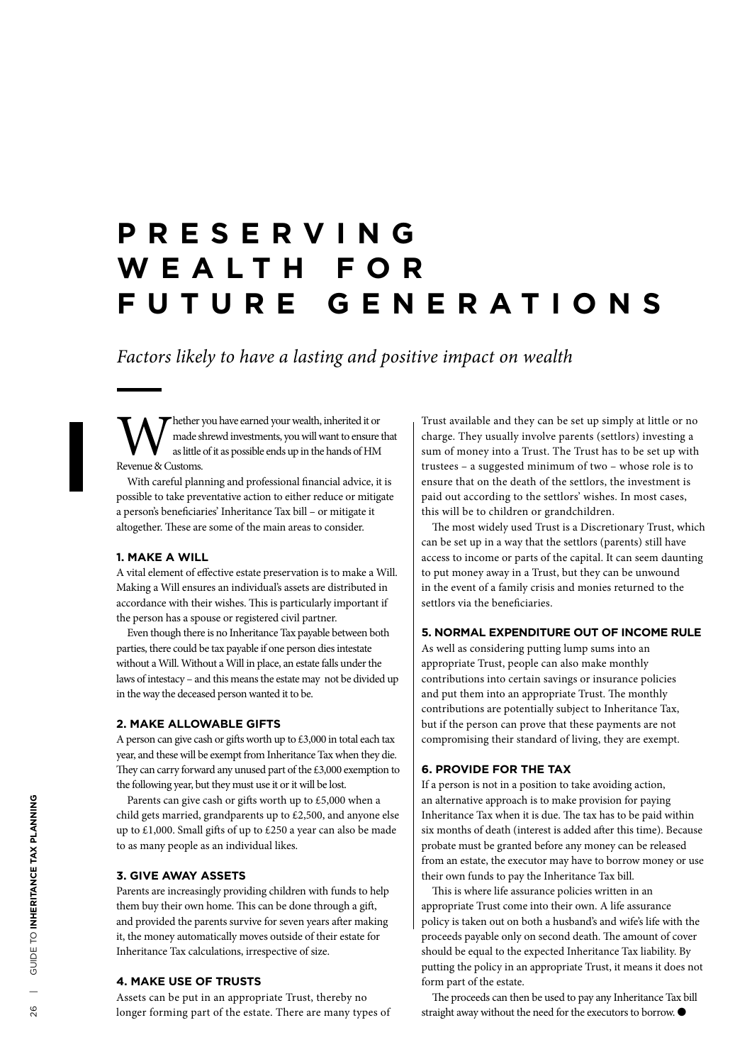# PRESERVING WEALTH FOR FUTURE GENERATIONS

*Factors likely to have a lasting and positive impact on wealth*

Whether you have earned your wealth, inherited it or made shrewd investments, you will want to ensure that as little of it as possible ends up in the hands of HM Revenue & Customs.

With careful planning and professional financial advice, it is possible to take preventative action to either reduce or mitigate a person's beneficiaries' Inheritance Tax bill – or mitigate it altogether. These are some of the main areas to consider.

### 1. MAKE A WILL

A vital element of effective estate preservation is to make a Will. Making a Will ensures an individual's assets are distributed in accordance with their wishes. This is particularly important if the person has a spouse or registered civil partner.

Even though there is no Inheritance Tax payable between both parties, there could be tax payable if one person dies intestate without a Will. Without a Will in place, an estate falls under the laws of intestacy – and this means the estate may not be divided up in the way the deceased person wanted it to be.

### 2. MAKE ALLOWABLE GIFTS

A person can give cash or gifts worth up to £3,000 in total each tax year, and these will be exempt from Inheritance Tax when they die. They can carry forward any unused part of the £3,000 exemption to the following year, but they must use it or it will be lost.

Parents can give cash or gifts worth up to £5,000 when a child gets married, grandparents up to £2,500, and anyone else up to £1,000. Small gifts of up to £250 a year can also be made to as many people as an individual likes.

### 3. GIVE AWAY ASSETS

Parents are increasingly providing children with funds to help them buy their own home. This can be done through a gift, and provided the parents survive for seven years after making it, the money automatically moves outside of their estate for Inheritance Tax calculations, irrespective of size.

### 4. MAKE USE OF TRUSTS

Assets can be put in an appropriate Trust, thereby no longer forming part of the estate. There are many types of Trust available and they can be set up simply at little or no charge. They usually involve parents (settlors) investing a sum of money into a Trust. The Trust has to be set up with trustees – a suggested minimum of two – whose role is to ensure that on the death of the settlors, the investment is paid out according to the settlors' wishes. In most cases, this will be to children or grandchildren.

The most widely used Trust is a Discretionary Trust, which can be set up in a way that the settlors (parents) still have access to income or parts of the capital. It can seem daunting to put money away in a Trust, but they can be unwound in the event of a family crisis and monies returned to the settlors via the beneficiaries.

### 5. NORMAL EXPENDITURE OUT OF INCOME RULE

As well as considering putting lump sums into an appropriate Trust, people can also make monthly contributions into certain savings or insurance policies and put them into an appropriate Trust. The monthly contributions are potentially subject to Inheritance Tax, but if the person can prove that these payments are not compromising their standard of living, they are exempt.

### 6. PROVIDE FOR THE TAX

If a person is not in a position to take avoiding action, an alternative approach is to make provision for paying Inheritance Tax when it is due. The tax has to be paid within six months of death (interest is added after this time). Because probate must be granted before any money can be released from an estate, the executor may have to borrow money or use their own funds to pay the Inheritance Tax bill.

This is where life assurance policies written in an appropriate Trust come into their own. A life assurance policy is taken out on both a husband's and wife's life with the proceeds payable only on second death. The amount of cover should be equal to the expected Inheritance Tax liability. By putting the policy in an appropriate Trust, it means it does not form part of the estate.

The proceeds can then be used to pay any Inheritance Tax bill straight away without the need for the executors to borrow. ●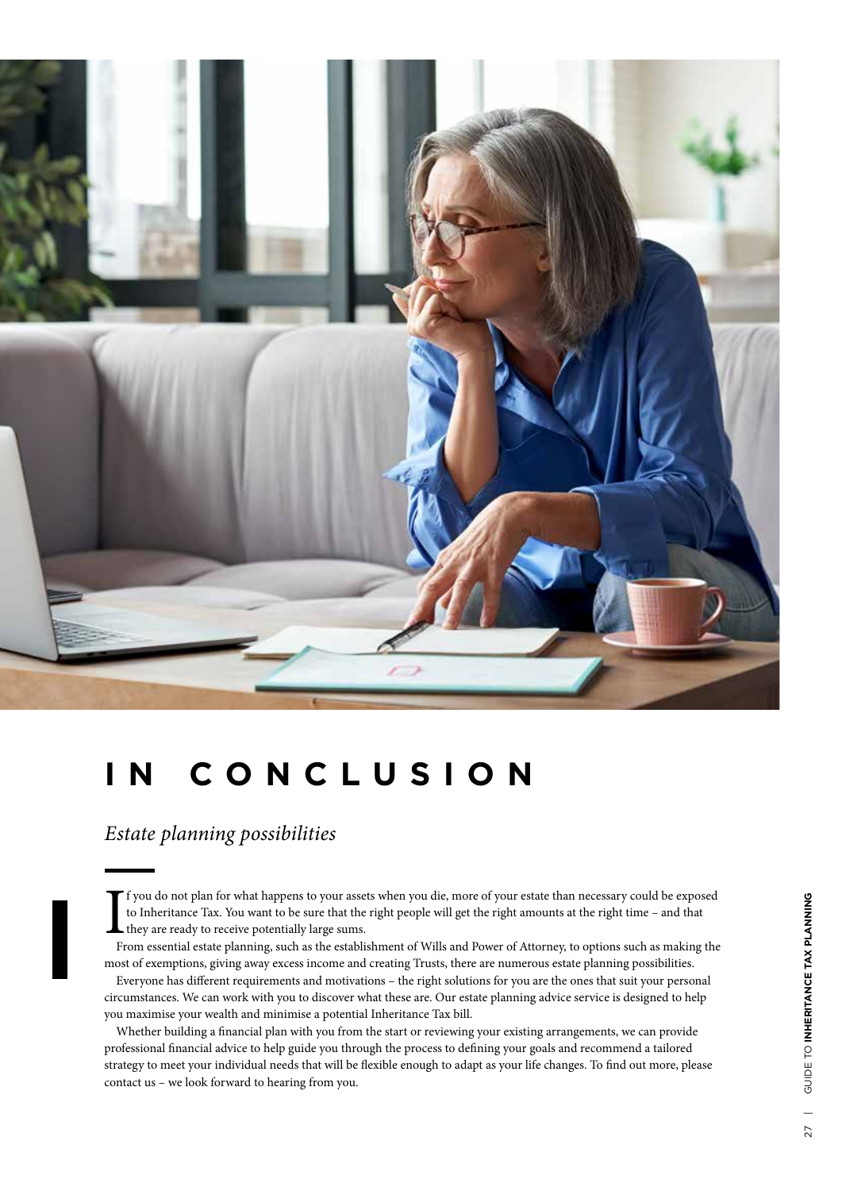# IN CONCLUSION

## *Estate planning possibilities*

If you do not plan for what happens to your assets when you die, more of your estate than necessary could be exposed to Inheritance Tax. You want to be sure that the right people will get the right amounts at the right time – and that they are ready to receive potentially large sums.

From essential estate planning, such as the establishment of Wills and Power of Attorney, to options such as making the most of exemptions, giving away excess income and creating Trusts, there are numerous estate planning possibilities.

Everyone has different requirements and motivations – the right solutions for you are the ones that suit your personal circumstances. We can work with you to discover what these are. Our estate planning advice service is designed to help you maximise your wealth and minimise a potential Inheritance Tax bill.

Whether building a financial plan with you from the start or reviewing your existing arrangements, we can provide professional financial advice to help guide you through the process to defining your goals and recommend a tailored strategy to meet your individual needs that will be flexible enough to adapt as your life changes. To find out more, please contact us – we look forward to hearing from you.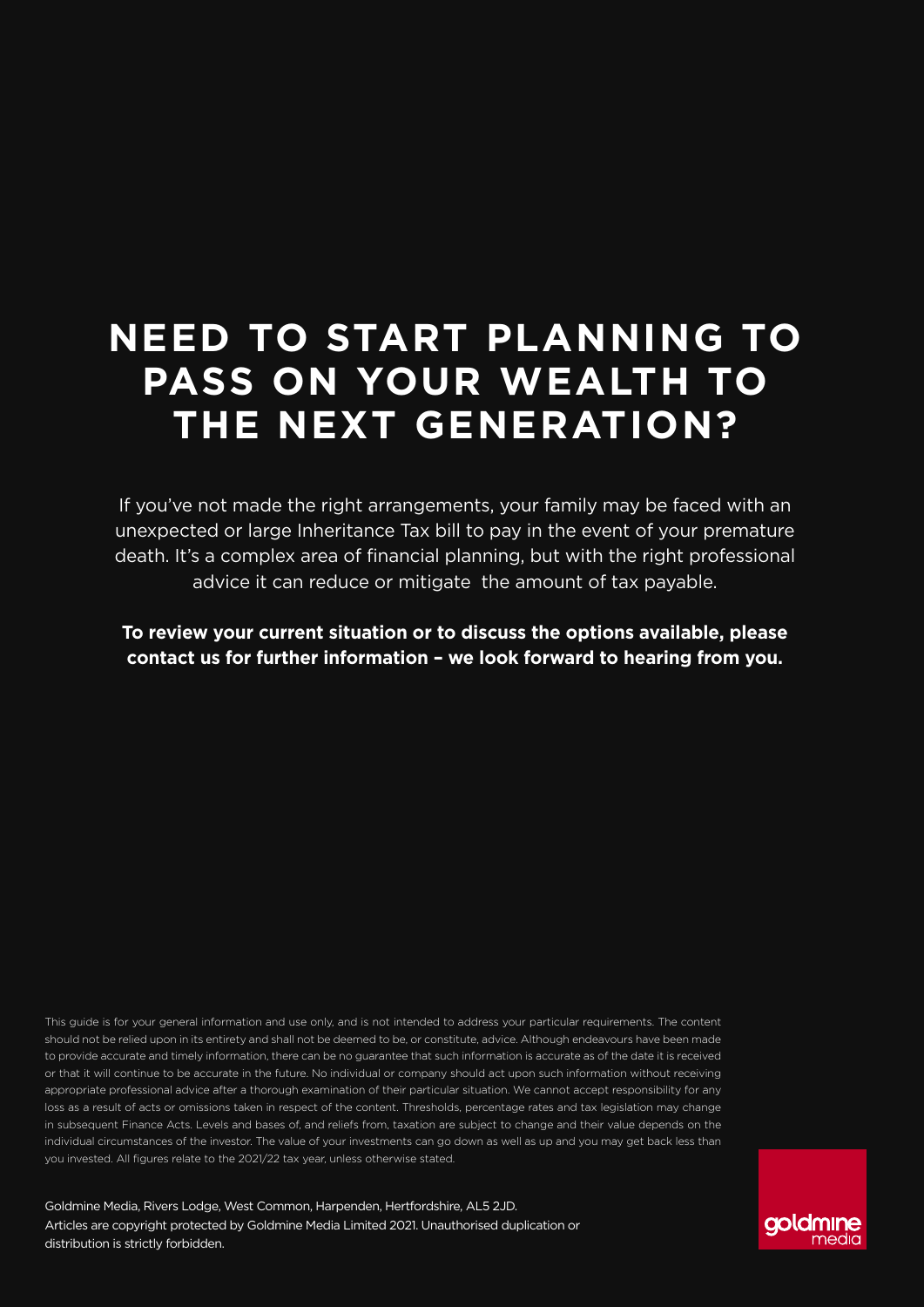# NEED TO START PLANNING TO PASS ON YOUR WEALTH TO THE NEXT GENERATION?

If you've not made the right arrangements, your family may be faced with an unexpected or large Inheritance Tax bill to pay in the event of your premature death. It's a complex area of financial planning, but with the right professional advice it can reduce or mitigate the amount of tax payable.

**To review your current situation or to discuss the options available, please contact us for further information – we look forward to hearing from you.**

This guide is for your general information and use only, and is not intended to address your particular requirements. The content should not be relied upon in its entirety and shall not be deemed to be, or constitute, advice. Although endeavours have been made to provide accurate and timely information, there can be no guarantee that such information is accurate as of the date it is received or that it will continue to be accurate in the future. No individual or company should act upon such information without receiving appropriate professional advice after a thorough examination of their particular situation. We cannot accept responsibility for any loss as a result of acts or omissions taken in respect of the content. Thresholds, percentage rates and tax legislation may change in subsequent Finance Acts. Levels and bases of, and reliefs from, taxation are subject to change and their value depends on the individual circumstances of the investor. The value of your investments can go down as well as up and you may get back less than you invested. All figures relate to the 2021/22 tax year, unless otherwise stated.

Goldmine Media, Rivers Lodge, West Common, Harpenden, Hertfordshire, AL5 2JD.
Articles are copyright protected by Goldmine Media Limited 2021. Unauthorised duplication or distribution is strictly forbidden.

goldmine media